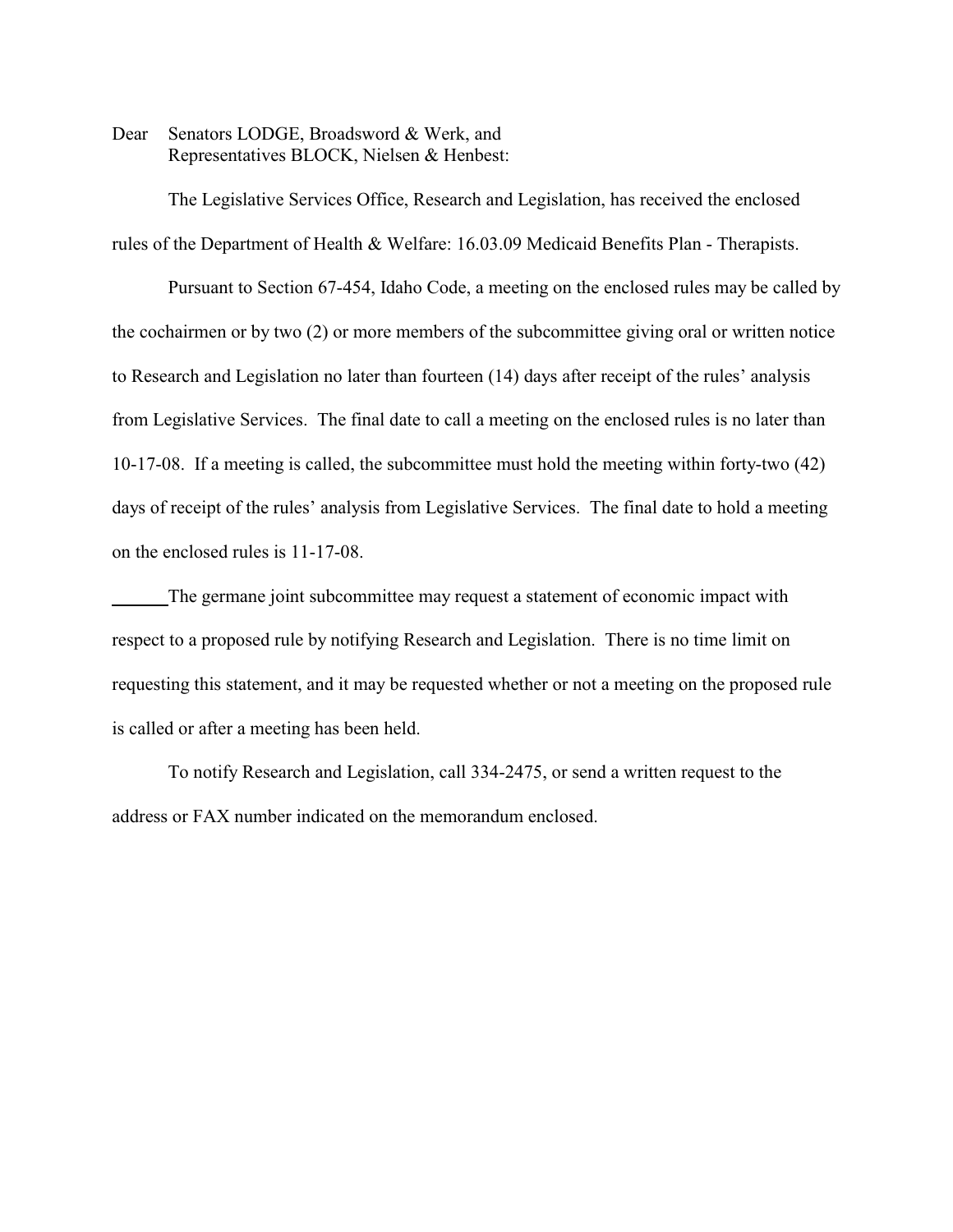Dear Senators LODGE, Broadsword & Werk, and
Representatives BLOCK, Nielsen & Henbest:

The Legislative Services Office, Research and Legislation, has received the enclosed rules of the Department of Health & Welfare: 16.03.09 Medicaid Benefits Plan - Therapists.

Pursuant to Section 67-454, Idaho Code, a meeting on the enclosed rules may be called by the cochairmen or by two (2) or more members of the subcommittee giving oral or written notice to Research and Legislation no later than fourteen (14) days after receipt of the rules' analysis from Legislative Services. The final date to call a meeting on the enclosed rules is no later than 10-17-08. If a meeting is called, the subcommittee must hold the meeting within forty-two (42) days of receipt of the rules' analysis from Legislative Services. The final date to hold a meeting on the enclosed rules is 11-17-08.

______The germane joint subcommittee may request a statement of economic impact with respect to a proposed rule by notifying Research and Legislation. There is no time limit on requesting this statement, and it may be requested whether or not a meeting on the proposed rule is called or after a meeting has been held.

To notify Research and Legislation, call 334-2475, or send a written request to the address or FAX number indicated on the memorandum enclosed.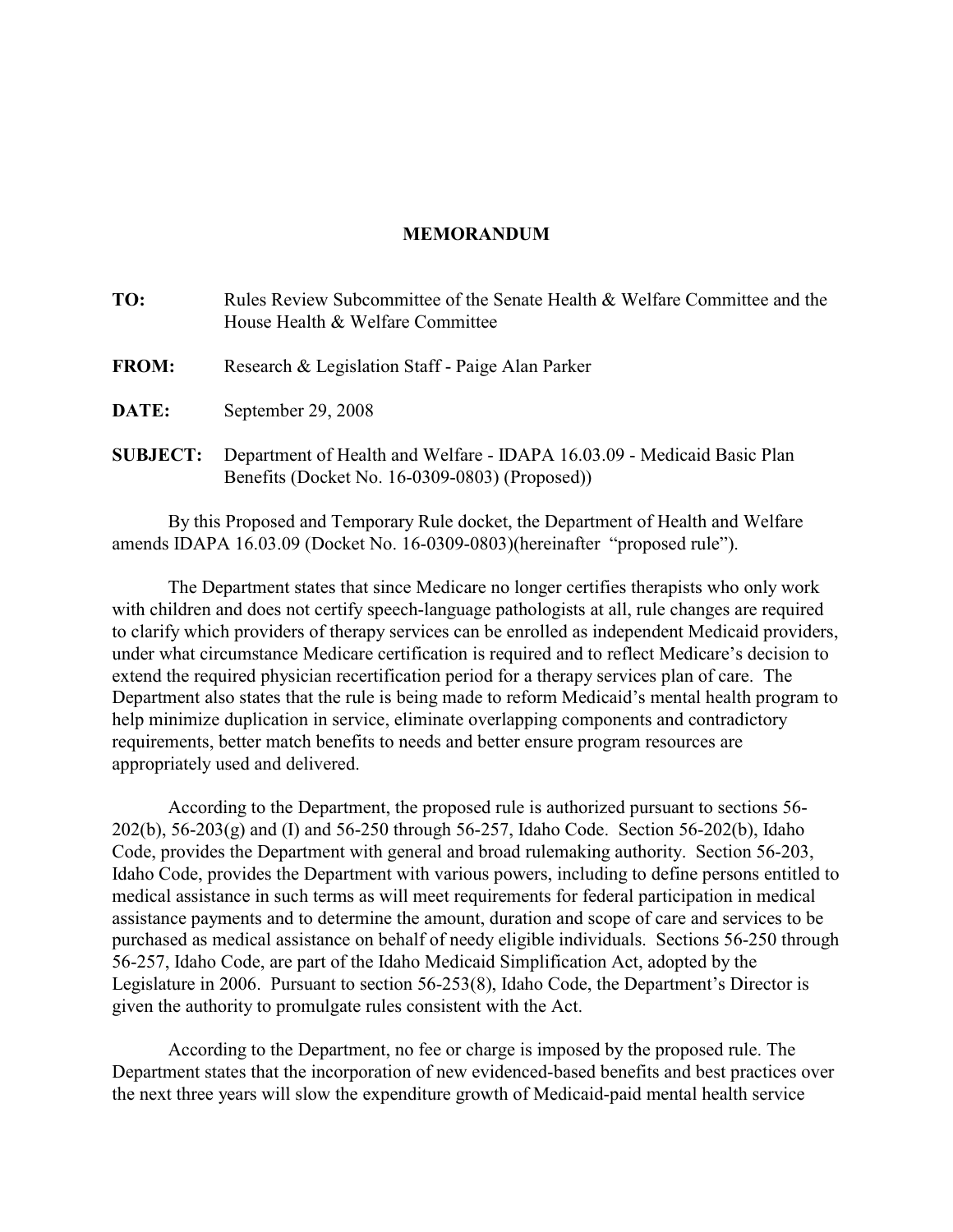**MEMORANDUM**

**TO:** Rules Review Subcommittee of the Senate Health & Welfare Committee and the House Health & Welfare Committee

**FROM:** Research & Legislation Staff - Paige Alan Parker

**DATE:** September 29, 2008

**SUBJECT:** Department of Health and Welfare - IDAPA 16.03.09 - Medicaid Basic Plan Benefits (Docket No. 16-0309-0803) (Proposed))

By this Proposed and Temporary Rule docket, the Department of Health and Welfare amends IDAPA 16.03.09 (Docket No. 16-0309-0803)(hereinafter "proposed rule").

The Department states that since Medicare no longer certifies therapists who only work with children and does not certify speech-language pathologists at all, rule changes are required to clarify which providers of therapy services can be enrolled as independent Medicaid providers, under what circumstance Medicare certification is required and to reflect Medicare's decision to extend the required physician recertification period for a therapy services plan of care. The Department also states that the rule is being made to reform Medicaid's mental health program to help minimize duplication in service, eliminate overlapping components and contradictory requirements, better match benefits to needs and better ensure program resources are appropriately used and delivered.

According to the Department, the proposed rule is authorized pursuant to sections 56-202(b), 56-203(g) and (I) and 56-250 through 56-257, Idaho Code. Section 56-202(b), Idaho Code, provides the Department with general and broad rulemaking authority. Section 56-203, Idaho Code, provides the Department with various powers, including to define persons entitled to medical assistance in such terms as will meet requirements for federal participation in medical assistance payments and to determine the amount, duration and scope of care and services to be purchased as medical assistance on behalf of needy eligible individuals. Sections 56-250 through 56-257, Idaho Code, are part of the Idaho Medicaid Simplification Act, adopted by the Legislature in 2006. Pursuant to section 56-253(8), Idaho Code, the Department's Director is given the authority to promulgate rules consistent with the Act.

According to the Department, no fee or charge is imposed by the proposed rule. The Department states that the incorporation of new evidenced-based benefits and best practices over the next three years will slow the expenditure growth of Medicaid-paid mental health service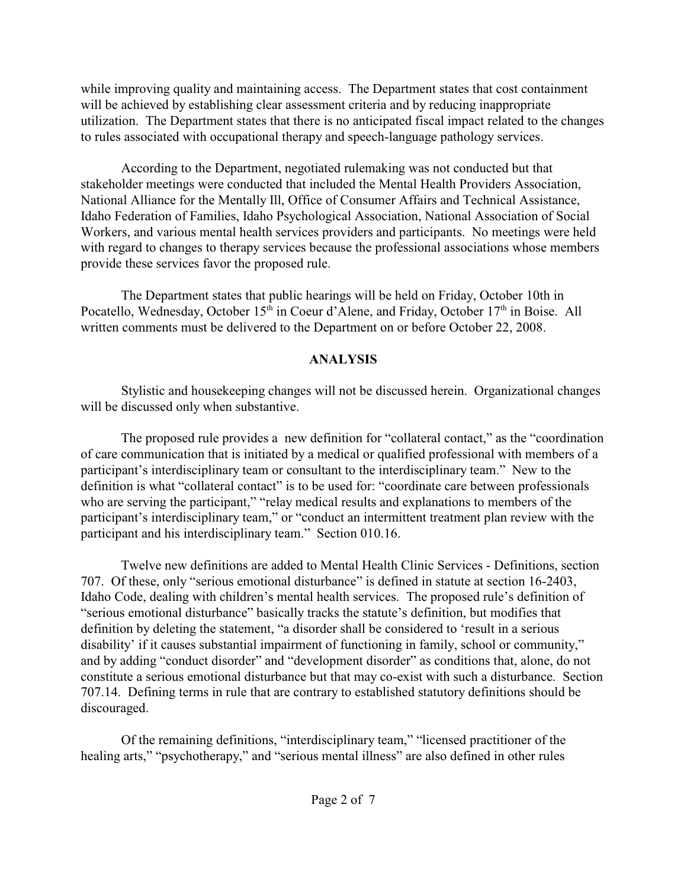while improving quality and maintaining access. The Department states that cost containment will be achieved by establishing clear assessment criteria and by reducing inappropriate utilization. The Department states that there is no anticipated fiscal impact related to the changes to rules associated with occupational therapy and speech-language pathology services.

According to the Department, negotiated rulemaking was not conducted but that stakeholder meetings were conducted that included the Mental Health Providers Association, National Alliance for the Mentally Ill, Office of Consumer Affairs and Technical Assistance, Idaho Federation of Families, Idaho Psychological Association, National Association of Social Workers, and various mental health services providers and participants. No meetings were held with regard to changes to therapy services because the professional associations whose members provide these services favor the proposed rule.

The Department states that public hearings will be held on Friday, October 10th in Pocatello, Wednesday, October 15th in Coeur d'Alene, and Friday, October 17th in Boise. All written comments must be delivered to the Department on or before October 22, 2008.

## ANALYSIS

Stylistic and housekeeping changes will not be discussed herein. Organizational changes will be discussed only when substantive.

The proposed rule provides a new definition for "collateral contact," as the "coordination of care communication that is initiated by a medical or qualified professional with members of a participant's interdisciplinary team or consultant to the interdisciplinary team." New to the definition is what "collateral contact" is to be used for: "coordinate care between professionals who are serving the participant," "relay medical results and explanations to members of the participant's interdisciplinary team," or "conduct an intermittent treatment plan review with the participant and his interdisciplinary team." Section 010.16.

Twelve new definitions are added to Mental Health Clinic Services - Definitions, section 707. Of these, only "serious emotional disturbance" is defined in statute at section 16-2403, Idaho Code, dealing with children's mental health services. The proposed rule's definition of "serious emotional disturbance" basically tracks the statute's definition, but modifies that definition by deleting the statement, "a disorder shall be considered to 'result in a serious disability' if it causes substantial impairment of functioning in family, school or community," and by adding "conduct disorder" and "development disorder" as conditions that, alone, do not constitute a serious emotional disturbance but that may co-exist with such a disturbance. Section 707.14. Defining terms in rule that are contrary to established statutory definitions should be discouraged.

Of the remaining definitions, "interdisciplinary team," "licensed practitioner of the healing arts," "psychotherapy," and "serious mental illness" are also defined in other rules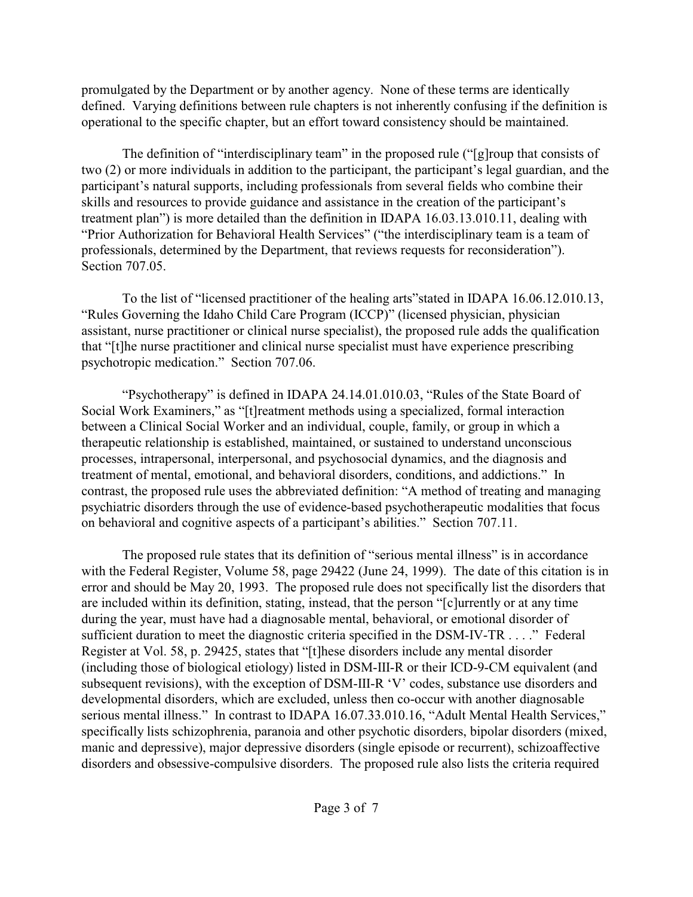promulgated by the Department or by another agency. None of these terms are identically defined. Varying definitions between rule chapters is not inherently confusing if the definition is operational to the specific chapter, but an effort toward consistency should be maintained.

The definition of "interdisciplinary team" in the proposed rule ("[g]roup that consists of two (2) or more individuals in addition to the participant, the participant's legal guardian, and the participant's natural supports, including professionals from several fields who combine their skills and resources to provide guidance and assistance in the creation of the participant's treatment plan") is more detailed than the definition in IDAPA 16.03.13.010.11, dealing with "Prior Authorization for Behavioral Health Services" ("the interdisciplinary team is a team of professionals, determined by the Department, that reviews requests for reconsideration"). Section 707.05.

To the list of "licensed practitioner of the healing arts"stated in IDAPA 16.06.12.010.13, "Rules Governing the Idaho Child Care Program (ICCP)" (licensed physician, physician assistant, nurse practitioner or clinical nurse specialist), the proposed rule adds the qualification that "[t]he nurse practitioner and clinical nurse specialist must have experience prescribing psychotropic medication." Section 707.06.

"Psychotherapy" is defined in IDAPA 24.14.01.010.03, "Rules of the State Board of Social Work Examiners," as "[t]reatment methods using a specialized, formal interaction between a Clinical Social Worker and an individual, couple, family, or group in which a therapeutic relationship is established, maintained, or sustained to understand unconscious processes, intrapersonal, interpersonal, and psychosocial dynamics, and the diagnosis and treatment of mental, emotional, and behavioral disorders, conditions, and addictions." In contrast, the proposed rule uses the abbreviated definition: "A method of treating and managing psychiatric disorders through the use of evidence-based psychotherapeutic modalities that focus on behavioral and cognitive aspects of a participant's abilities." Section 707.11.

The proposed rule states that its definition of "serious mental illness" is in accordance with the Federal Register, Volume 58, page 29422 (June 24, 1999). The date of this citation is in error and should be May 20, 1993. The proposed rule does not specifically list the disorders that are included within its definition, stating, instead, that the person "[c]urrently or at any time during the year, must have had a diagnosable mental, behavioral, or emotional disorder of sufficient duration to meet the diagnostic criteria specified in the DSM-IV-TR . . . ." Federal Register at Vol. 58, p. 29425, states that "[t]hese disorders include any mental disorder (including those of biological etiology) listed in DSM-III-R or their ICD-9-CM equivalent (and subsequent revisions), with the exception of DSM-III-R 'V' codes, substance use disorders and developmental disorders, which are excluded, unless then co-occur with another diagnosable serious mental illness." In contrast to IDAPA 16.07.33.010.16, "Adult Mental Health Services," specifically lists schizophrenia, paranoia and other psychotic disorders, bipolar disorders (mixed, manic and depressive), major depressive disorders (single episode or recurrent), schizoaffective disorders and obsessive-compulsive disorders. The proposed rule also lists the criteria required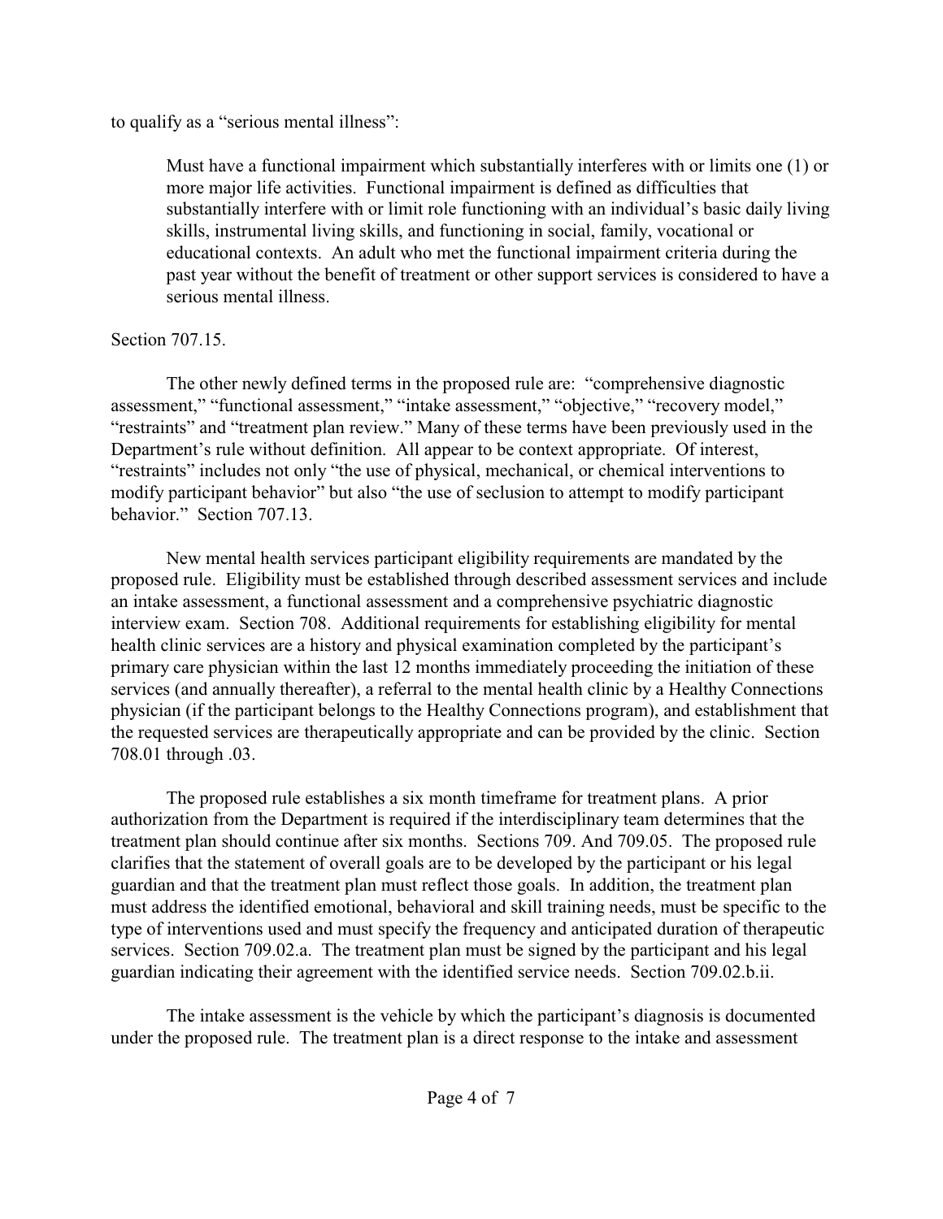to qualify as a "serious mental illness":

> Must have a functional impairment which substantially interferes with or limits one (1) or more major life activities. Functional impairment is defined as difficulties that substantially interfere with or limit role functioning with an individual's basic daily living skills, instrumental living skills, and functioning in social, family, vocational or educational contexts. An adult who met the functional impairment criteria during the past year without the benefit of treatment or other support services is considered to have a serious mental illness.

Section 707.15.

The other newly defined terms in the proposed rule are: "comprehensive diagnostic assessment," "functional assessment," "intake assessment," "objective," "recovery model," "restraints" and "treatment plan review." Many of these terms have been previously used in the Department's rule without definition. All appear to be context appropriate. Of interest, "restraints" includes not only "the use of physical, mechanical, or chemical interventions to modify participant behavior" but also "the use of seclusion to attempt to modify participant behavior." Section 707.13.

New mental health services participant eligibility requirements are mandated by the proposed rule. Eligibility must be established through described assessment services and include an intake assessment, a functional assessment and a comprehensive psychiatric diagnostic interview exam. Section 708. Additional requirements for establishing eligibility for mental health clinic services are a history and physical examination completed by the participant's primary care physician within the last 12 months immediately proceeding the initiation of these services (and annually thereafter), a referral to the mental health clinic by a Healthy Connections physician (if the participant belongs to the Healthy Connections program), and establishment that the requested services are therapeutically appropriate and can be provided by the clinic. Section 708.01 through .03.

The proposed rule establishes a six month timeframe for treatment plans. A prior authorization from the Department is required if the interdisciplinary team determines that the treatment plan should continue after six months. Sections 709. And 709.05. The proposed rule clarifies that the statement of overall goals are to be developed by the participant or his legal guardian and that the treatment plan must reflect those goals. In addition, the treatment plan must address the identified emotional, behavioral and skill training needs, must be specific to the type of interventions used and must specify the frequency and anticipated duration of therapeutic services. Section 709.02.a. The treatment plan must be signed by the participant and his legal guardian indicating their agreement with the identified service needs. Section 709.02.b.ii.

The intake assessment is the vehicle by which the participant's diagnosis is documented under the proposed rule. The treatment plan is a direct response to the intake and assessment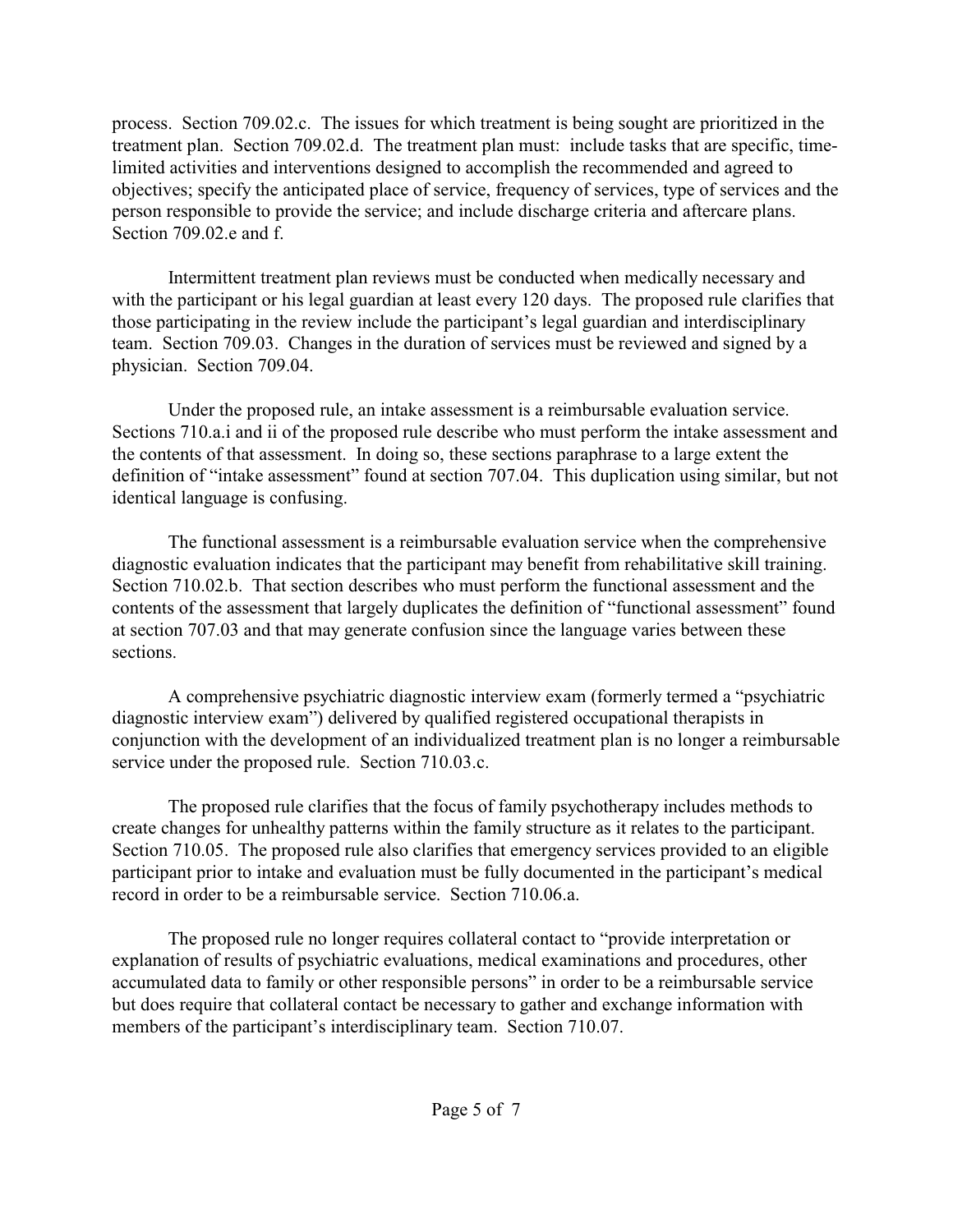process. Section 709.02.c. The issues for which treatment is being sought are prioritized in the treatment plan. Section 709.02.d. The treatment plan must: include tasks that are specific, time-limited activities and interventions designed to accomplish the recommended and agreed to objectives; specify the anticipated place of service, frequency of services, type of services and the person responsible to provide the service; and include discharge criteria and aftercare plans. Section 709.02.e and f.

Intermittent treatment plan reviews must be conducted when medically necessary and with the participant or his legal guardian at least every 120 days. The proposed rule clarifies that those participating in the review include the participant's legal guardian and interdisciplinary team. Section 709.03. Changes in the duration of services must be reviewed and signed by a physician. Section 709.04.

Under the proposed rule, an intake assessment is a reimbursable evaluation service. Sections 710.a.i and ii of the proposed rule describe who must perform the intake assessment and the contents of that assessment. In doing so, these sections paraphrase to a large extent the definition of "intake assessment" found at section 707.04. This duplication using similar, but not identical language is confusing.

The functional assessment is a reimbursable evaluation service when the comprehensive diagnostic evaluation indicates that the participant may benefit from rehabilitative skill training. Section 710.02.b. That section describes who must perform the functional assessment and the contents of the assessment that largely duplicates the definition of "functional assessment" found at section 707.03 and that may generate confusion since the language varies between these sections.

A comprehensive psychiatric diagnostic interview exam (formerly termed a "psychiatric diagnostic interview exam") delivered by qualified registered occupational therapists in conjunction with the development of an individualized treatment plan is no longer a reimbursable service under the proposed rule. Section 710.03.c.

The proposed rule clarifies that the focus of family psychotherapy includes methods to create changes for unhealthy patterns within the family structure as it relates to the participant. Section 710.05. The proposed rule also clarifies that emergency services provided to an eligible participant prior to intake and evaluation must be fully documented in the participant's medical record in order to be a reimbursable service. Section 710.06.a.

The proposed rule no longer requires collateral contact to "provide interpretation or explanation of results of psychiatric evaluations, medical examinations and procedures, other accumulated data to family or other responsible persons" in order to be a reimbursable service but does require that collateral contact be necessary to gather and exchange information with members of the participant's interdisciplinary team. Section 710.07.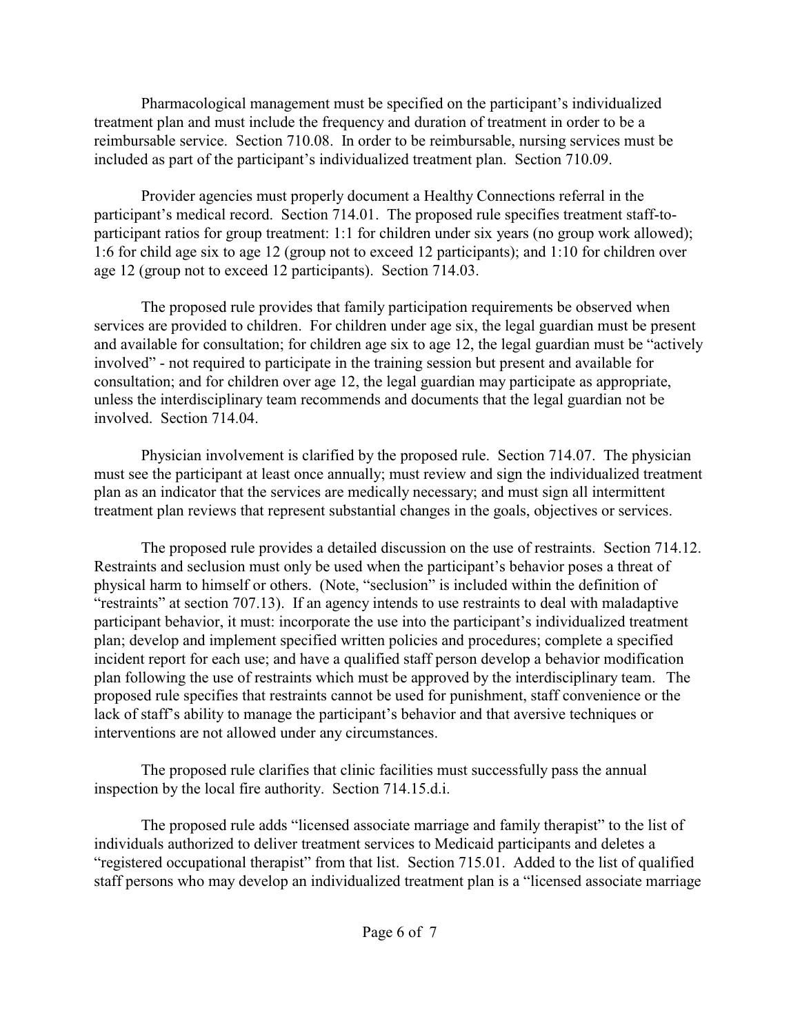Pharmacological management must be specified on the participant's individualized treatment plan and must include the frequency and duration of treatment in order to be a reimbursable service. Section 710.08. In order to be reimbursable, nursing services must be included as part of the participant's individualized treatment plan. Section 710.09.

Provider agencies must properly document a Healthy Connections referral in the participant's medical record. Section 714.01. The proposed rule specifies treatment staff-to-participant ratios for group treatment: 1:1 for children under six years (no group work allowed); 1:6 for child age six to age 12 (group not to exceed 12 participants); and 1:10 for children over age 12 (group not to exceed 12 participants). Section 714.03.

The proposed rule provides that family participation requirements be observed when services are provided to children. For children under age six, the legal guardian must be present and available for consultation; for children age six to age 12, the legal guardian must be "actively involved" - not required to participate in the training session but present and available for consultation; and for children over age 12, the legal guardian may participate as appropriate, unless the interdisciplinary team recommends and documents that the legal guardian not be involved. Section 714.04.

Physician involvement is clarified by the proposed rule. Section 714.07. The physician must see the participant at least once annually; must review and sign the individualized treatment plan as an indicator that the services are medically necessary; and must sign all intermittent treatment plan reviews that represent substantial changes in the goals, objectives or services.

The proposed rule provides a detailed discussion on the use of restraints. Section 714.12. Restraints and seclusion must only be used when the participant's behavior poses a threat of physical harm to himself or others. (Note, "seclusion" is included within the definition of "restraints" at section 707.13). If an agency intends to use restraints to deal with maladaptive participant behavior, it must: incorporate the use into the participant's individualized treatment plan; develop and implement specified written policies and procedures; complete a specified incident report for each use; and have a qualified staff person develop a behavior modification plan following the use of restraints which must be approved by the interdisciplinary team. The proposed rule specifies that restraints cannot be used for punishment, staff convenience or the lack of staff's ability to manage the participant's behavior and that aversive techniques or interventions are not allowed under any circumstances.

The proposed rule clarifies that clinic facilities must successfully pass the annual inspection by the local fire authority. Section 714.15.d.i.

The proposed rule adds "licensed associate marriage and family therapist" to the list of individuals authorized to deliver treatment services to Medicaid participants and deletes a "registered occupational therapist" from that list. Section 715.01. Added to the list of qualified staff persons who may develop an individualized treatment plan is a "licensed associate marriage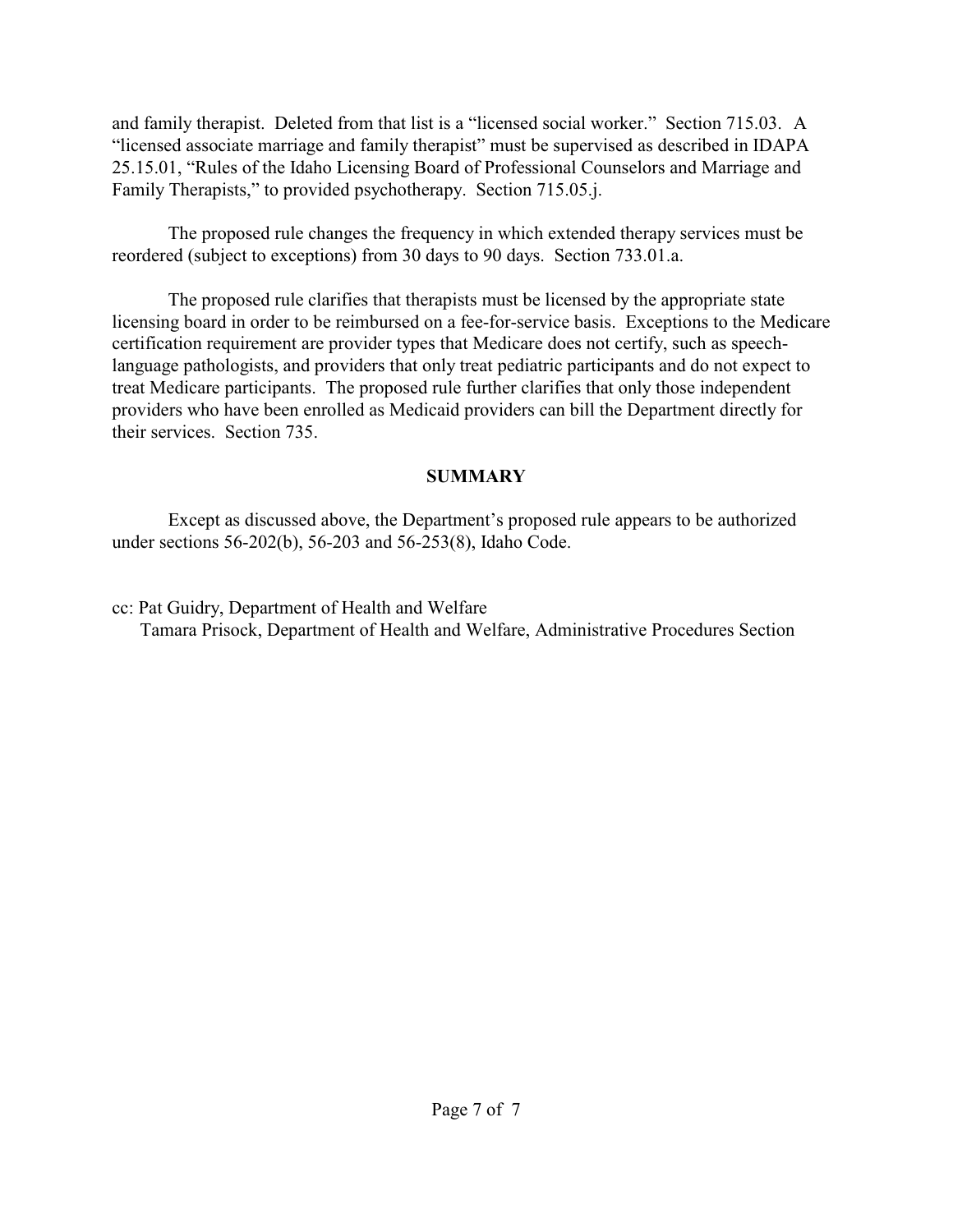and family therapist. Deleted from that list is a "licensed social worker." Section 715.03. A "licensed associate marriage and family therapist" must be supervised as described in IDAPA 25.15.01, "Rules of the Idaho Licensing Board of Professional Counselors and Marriage and Family Therapists," to provided psychotherapy. Section 715.05.j.

The proposed rule changes the frequency in which extended therapy services must be reordered (subject to exceptions) from 30 days to 90 days. Section 733.01.a.

The proposed rule clarifies that therapists must be licensed by the appropriate state licensing board in order to be reimbursed on a fee-for-service basis. Exceptions to the Medicare certification requirement are provider types that Medicare does not certify, such as speech-language pathologists, and providers that only treat pediatric participants and do not expect to treat Medicare participants. The proposed rule further clarifies that only those independent providers who have been enrolled as Medicaid providers can bill the Department directly for their services. Section 735.

**SUMMARY**

Except as discussed above, the Department's proposed rule appears to be authorized under sections 56-202(b), 56-203 and 56-253(8), Idaho Code.

cc: Pat Guidry, Department of Health and Welfare
Tamara Prisock, Department of Health and Welfare, Administrative Procedures Section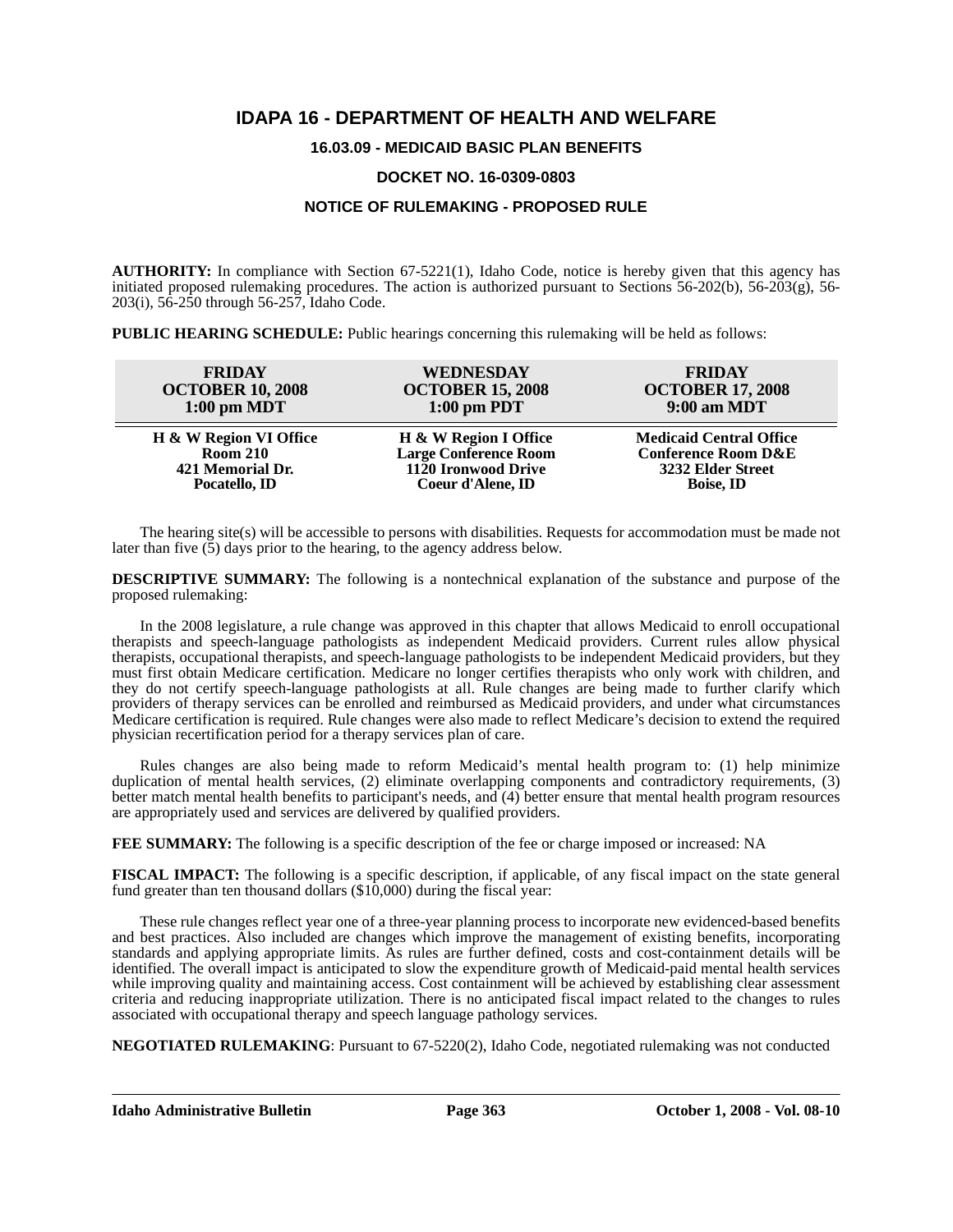# IDAPA 16 - DEPARTMENT OF HEALTH AND WELFARE

## 16.03.09 - MEDICAID BASIC PLAN BENEFITS

## DOCKET NO. 16-0309-0803

## NOTICE OF RULEMAKING - PROPOSED RULE

**AUTHORITY:** In compliance with Section 67-5221(1), Idaho Code, notice is hereby given that this agency has initiated proposed rulemaking procedures. The action is authorized pursuant to Sections 56-202(b), 56-203(g), 56-203(i), 56-250 through 56-257, Idaho Code.

**PUBLIC HEARING SCHEDULE:** Public hearings concerning this rulemaking will be held as follows:

| FRIDAY<br>OCTOBER 10, 2008<br>1:00 pm MDT | WEDNESDAY<br>OCTOBER 15, 2008<br>1:00 pm PDT | FRIDAY<br>OCTOBER 17, 2008<br>9:00 am MDT |
|---|---|---|
| **H & W Region VI Office**<br>**Room 210**<br>**421 Memorial Dr.**<br>**Pocatello, ID** | **H & W Region I Office**<br>**Large Conference Room**<br>**1120 Ironwood Drive**<br>**Coeur d'Alene, ID** | **Medicaid Central Office**<br>**Conference Room D&E**<br>**3232 Elder Street**<br>**Boise, ID** |

The hearing site(s) will be accessible to persons with disabilities. Requests for accommodation must be made not later than five (5) days prior to the hearing, to the agency address below.

**DESCRIPTIVE SUMMARY:** The following is a nontechnical explanation of the substance and purpose of the proposed rulemaking:

In the 2008 legislature, a rule change was approved in this chapter that allows Medicaid to enroll occupational therapists and speech-language pathologists as independent Medicaid providers. Current rules allow physical therapists, occupational therapists, and speech-language pathologists to be independent Medicaid providers, but they must first obtain Medicare certification. Medicare no longer certifies therapists who only work with children, and they do not certify speech-language pathologists at all. Rule changes are being made to further clarify which providers of therapy services can be enrolled and reimbursed as Medicaid providers, and under what circumstances Medicare certification is required. Rule changes were also made to reflect Medicare's decision to extend the required physician recertification period for a therapy services plan of care.

Rules changes are also being made to reform Medicaid's mental health program to: (1) help minimize duplication of mental health services, (2) eliminate overlapping components and contradictory requirements, (3) better match mental health benefits to participant's needs, and (4) better ensure that mental health program resources are appropriately used and services are delivered by qualified providers.

**FEE SUMMARY:** The following is a specific description of the fee or charge imposed or increased: NA

**FISCAL IMPACT:** The following is a specific description, if applicable, of any fiscal impact on the state general fund greater than ten thousand dollars ($10,000) during the fiscal year:

These rule changes reflect year one of a three-year planning process to incorporate new evidenced-based benefits and best practices. Also included are changes which improve the management of existing benefits, incorporating standards and applying appropriate limits. As rules are further defined, costs and cost-containment details will be identified. The overall impact is anticipated to slow the expenditure growth of Medicaid-paid mental health services while improving quality and maintaining access. Cost containment will be achieved by establishing clear assessment criteria and reducing inappropriate utilization. There is no anticipated fiscal impact related to the changes to rules associated with occupational therapy and speech language pathology services.

**NEGOTIATED RULEMAKING**: Pursuant to 67-5220(2), Idaho Code, negotiated rulemaking was not conducted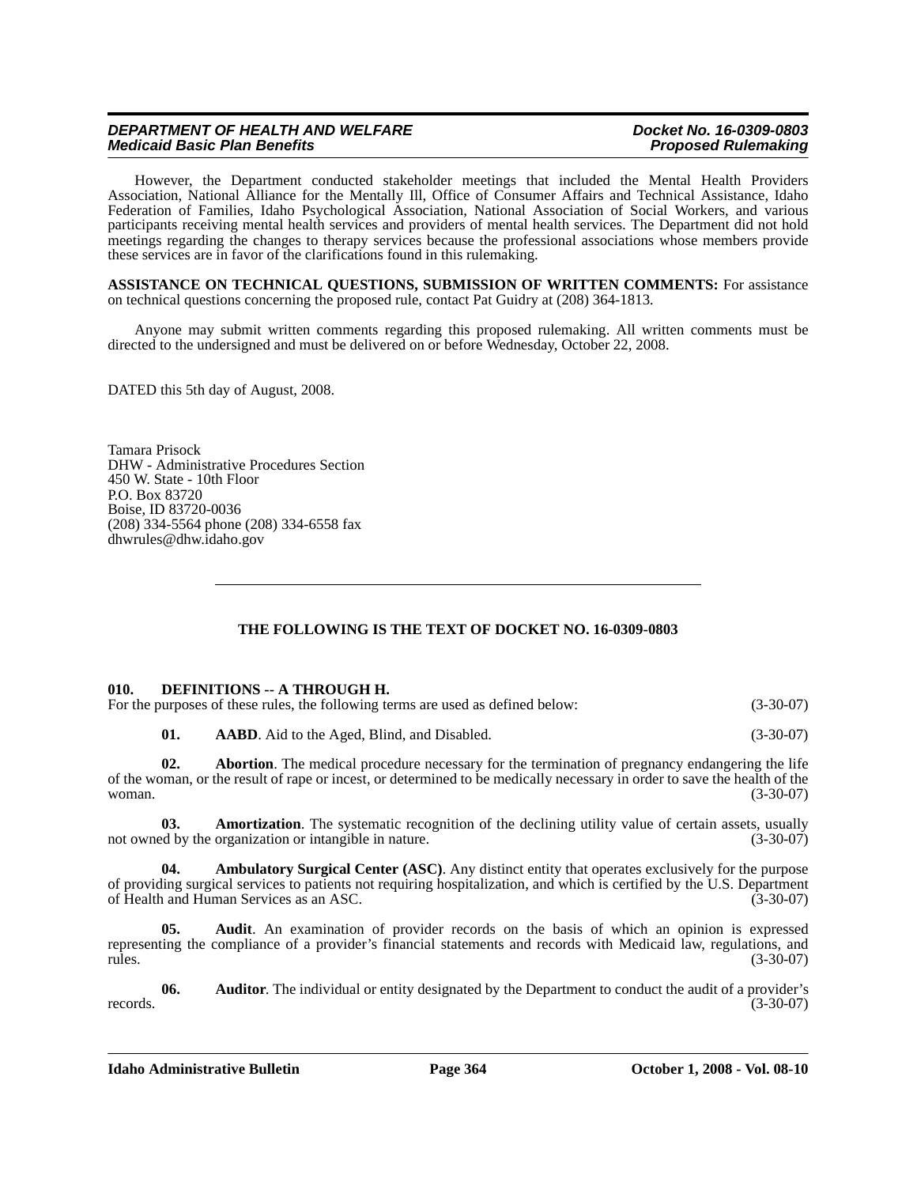However, the Department conducted stakeholder meetings that included the Mental Health Providers Association, National Alliance for the Mentally Ill, Office of Consumer Affairs and Technical Assistance, Idaho Federation of Families, Idaho Psychological Association, National Association of Social Workers, and various participants receiving mental health services and providers of mental health services. The Department did not hold meetings regarding the changes to therapy services because the professional associations whose members provide these services are in favor of the clarifications found in this rulemaking.

**ASSISTANCE ON TECHNICAL QUESTIONS, SUBMISSION OF WRITTEN COMMENTS:** For assistance on technical questions concerning the proposed rule, contact Pat Guidry at (208) 364-1813.

Anyone may submit written comments regarding this proposed rulemaking. All written comments must be directed to the undersigned and must be delivered on or before Wednesday, October 22, 2008.

DATED this 5th day of August, 2008.

Tamara Prisock
DHW - Administrative Procedures Section
450 W. State - 10th Floor
P.O. Box 83720
Boise, ID 83720-0036
(208) 334-5564 phone (208) 334-6558 fax
dhwrules@dhw.idaho.gov

---

**THE FOLLOWING IS THE TEXT OF DOCKET NO. 16-0309-0803**

**010. DEFINITIONS -- A THROUGH H.**

For the purposes of these rules, the following terms are used as defined below: (3-30-07)

**01. AABD**. Aid to the Aged, Blind, and Disabled. (3-30-07)

**02. Abortion**. The medical procedure necessary for the termination of pregnancy endangering the life of the woman, or the result of rape or incest, or determined to be medically necessary in order to save the health of the woman. (3-30-07)

**03. Amortization**. The systematic recognition of the declining utility value of certain assets, usually not owned by the organization or intangible in nature. (3-30-07)

**04. Ambulatory Surgical Center (ASC)**. Any distinct entity that operates exclusively for the purpose of providing surgical services to patients not requiring hospitalization, and which is certified by the U.S. Department of Health and Human Services as an ASC. (3-30-07)

**05. Audit**. An examination of provider records on the basis of which an opinion is expressed representing the compliance of a provider's financial statements and records with Medicaid law, regulations, and rules. (3-30-07)

**06. Auditor**. The individual or entity designated by the Department to conduct the audit of a provider's records. (3-30-07)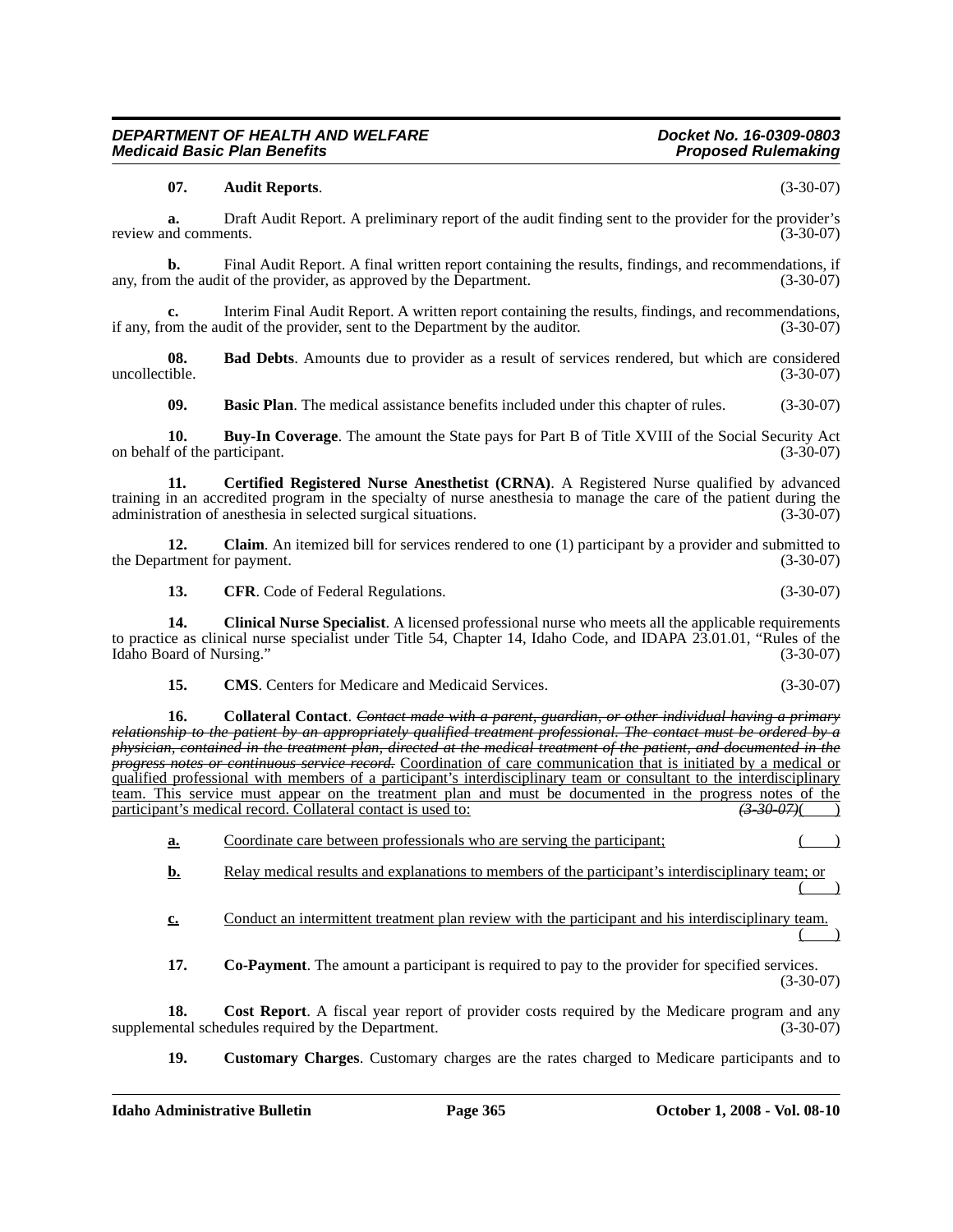**07. Audit Reports**. (3-30-07)

**a.** Draft Audit Report. A preliminary report of the audit finding sent to the provider for the provider's review and comments. (3-30-07)

**b.** Final Audit Report. A final written report containing the results, findings, and recommendations, if any, from the audit of the provider, as approved by the Department. (3-30-07)

**c.** Interim Final Audit Report. A written report containing the results, findings, and recommendations, if any, from the audit of the provider, sent to the Department by the auditor. (3-30-07)

**08. Bad Debts**. Amounts due to provider as a result of services rendered, but which are considered uncollectible. (3-30-07)

**09. Basic Plan**. The medical assistance benefits included under this chapter of rules. (3-30-07)

**10. Buy-In Coverage**. The amount the State pays for Part B of Title XVIII of the Social Security Act on behalf of the participant. (3-30-07)

**11. Certified Registered Nurse Anesthetist (CRNA)**. A Registered Nurse qualified by advanced training in an accredited program in the specialty of nurse anesthesia to manage the care of the patient during the administration of anesthesia in selected surgical situations. (3-30-07)

**12. Claim**. An itemized bill for services rendered to one (1) participant by a provider and submitted to the Department for payment. (3-30-07)

**13. CFR**. Code of Federal Regulations. (3-30-07)

**14. Clinical Nurse Specialist**. A licensed professional nurse who meets all the applicable requirements to practice as clinical nurse specialist under Title 54, Chapter 14, Idaho Code, and IDAPA 23.01.01, "Rules of the Idaho Board of Nursing." (3-30-07)

**15. CMS**. Centers for Medicare and Medicaid Services. (3-30-07)

**16. Collateral Contact**. ~~*Contact made with a parent, guardian, or other individual having a primary relationship to the patient by an appropriately qualified treatment professional. The contact must be ordered by a physician, contained in the treatment plan, directed at the medical treatment of the patient, and documented in the progress notes or continuous service record.*~~ <u>Coordination of care communication that is initiated by a medical or qualified professional with members of a participant's interdisciplinary team or consultant to the interdisciplinary team. This service must appear on the treatment plan and must be documented in the progress notes of the participant's medical record. Collateral contact is used to:</u> ~~*(3-30-07)*~~<u>(    )</u>

<u>**a.**</u> <u>Coordinate care between professionals who are serving the participant;</u> <u>(    )</u>

<u>**b.**</u> <u>Relay medical results and explanations to members of the participant's interdisciplinary team; or</u> <u>(    )</u>

<u>**c.**</u> <u>Conduct an intermittent treatment plan review with the participant and his interdisciplinary team.</u> <u>(    )</u>

**17. Co-Payment**. The amount a participant is required to pay to the provider for specified services. (3-30-07)

**18. Cost Report**. A fiscal year report of provider costs required by the Medicare program and any supplemental schedules required by the Department. (3-30-07)

**19. Customary Charges**. Customary charges are the rates charged to Medicare participants and to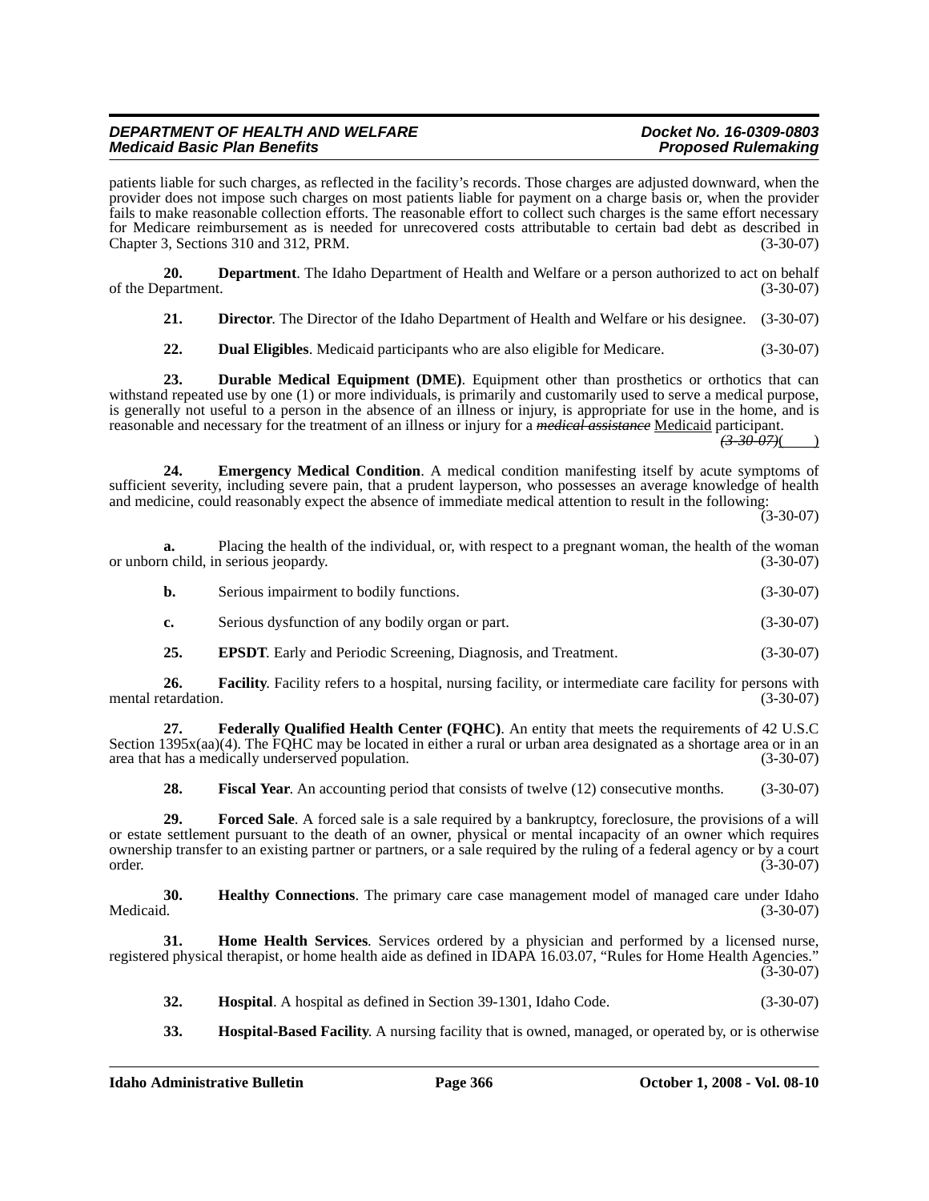patients liable for such charges, as reflected in the facility's records. Those charges are adjusted downward, when the provider does not impose such charges on most patients liable for payment on a charge basis or, when the provider fails to make reasonable collection efforts. The reasonable effort to collect such charges is the same effort necessary for Medicare reimbursement as is needed for unrecovered costs attributable to certain bad debt as described in Chapter 3, Sections 310 and 312, PRM. (3-30-07)

**20. Department**. The Idaho Department of Health and Welfare or a person authorized to act on behalf of the Department. (3-30-07)

**21. Director**. The Director of the Idaho Department of Health and Welfare or his designee. (3-30-07)

**22. Dual Eligibles**. Medicaid participants who are also eligible for Medicare. (3-30-07)

**23. Durable Medical Equipment (DME)**. Equipment other than prosthetics or orthotics that can withstand repeated use by one (1) or more individuals, is primarily and customarily used to serve a medical purpose, is generally not useful to a person in the absence of an illness or injury, is appropriate for use in the home, and is reasonable and necessary for the treatment of an illness or injury for a ~~*medical assistance*~~ Medicaid participant. ~~*(3-30-07)*~~( )

**24. Emergency Medical Condition**. A medical condition manifesting itself by acute symptoms of sufficient severity, including severe pain, that a prudent layperson, who possesses an average knowledge of health and medicine, could reasonably expect the absence of immediate medical attention to result in the following: (3-30-07)

**a.** Placing the health of the individual, or, with respect to a pregnant woman, the health of the woman or unborn child, in serious jeopardy. (3-30-07)

**b.** Serious impairment to bodily functions. (3-30-07)

**c.** Serious dysfunction of any bodily organ or part. (3-30-07)

**25. EPSDT**. Early and Periodic Screening, Diagnosis, and Treatment. (3-30-07)

**26. Facility**. Facility refers to a hospital, nursing facility, or intermediate care facility for persons with mental retardation. (3-30-07)

**27. Federally Qualified Health Center (FQHC)**. An entity that meets the requirements of 42 U.S.C Section 1395x(aa)(4). The FQHC may be located in either a rural or urban area designated as a shortage area or in an area that has a medically underserved population. (3-30-07)

**28. Fiscal Year**. An accounting period that consists of twelve (12) consecutive months. (3-30-07)

**29. Forced Sale**. A forced sale is a sale required by a bankruptcy, foreclosure, the provisions of a will or estate settlement pursuant to the death of an owner, physical or mental incapacity of an owner which requires ownership transfer to an existing partner or partners, or a sale required by the ruling of a federal agency or by a court order. (3-30-07)

**30. Healthy Connections**. The primary care case management model of managed care under Idaho Medicaid. (3-30-07)

**31. Home Health Services**. Services ordered by a physician and performed by a licensed nurse, registered physical therapist, or home health aide as defined in IDAPA 16.03.07, "Rules for Home Health Agencies." (3-30-07)

**32. Hospital**. A hospital as defined in Section 39-1301, Idaho Code. (3-30-07)

**33. Hospital-Based Facility**. A nursing facility that is owned, managed, or operated by, or is otherwise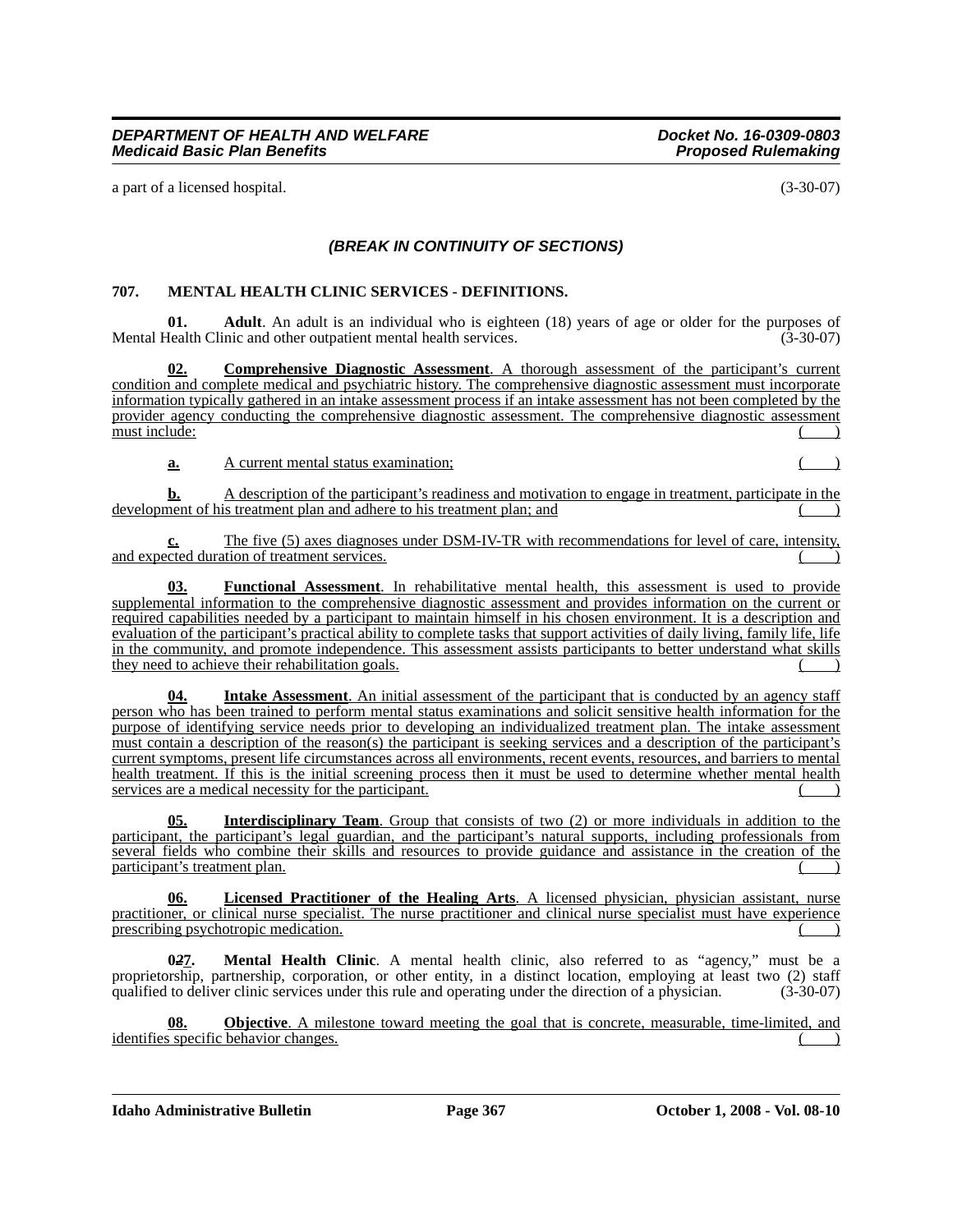a part of a licensed hospital. (3-30-07)

*(BREAK IN CONTINUITY OF SECTIONS)*

**707. MENTAL HEALTH CLINIC SERVICES - DEFINITIONS.**

**01. Adult**. An adult is an individual who is eighteen (18) years of age or older for the purposes of Mental Health Clinic and other outpatient mental health services. (3-30-07)

**02. Comprehensive Diagnostic Assessment**. A thorough assessment of the participant's current condition and complete medical and psychiatric history. The comprehensive diagnostic assessment must incorporate information typically gathered in an intake assessment process if an intake assessment has not been completed by the provider agency conducting the comprehensive diagnostic assessment. The comprehensive diagnostic assessment must include: ( )

**a.** A current mental status examination; ( )

**b.** A description of the participant's readiness and motivation to engage in treatment, participate in the development of his treatment plan and adhere to his treatment plan; and ( )

**c.** The five (5) axes diagnoses under DSM-IV-TR with recommendations for level of care, intensity, and expected duration of treatment services. ( )

**03. Functional Assessment**. In rehabilitative mental health, this assessment is used to provide supplemental information to the comprehensive diagnostic assessment and provides information on the current or required capabilities needed by a participant to maintain himself in his chosen environment. It is a description and evaluation of the participant's practical ability to complete tasks that support activities of daily living, family life, life in the community, and promote independence. This assessment assists participants to better understand what skills they need to achieve their rehabilitation goals. ( )

**04. Intake Assessment**. An initial assessment of the participant that is conducted by an agency staff person who has been trained to perform mental status examinations and solicit sensitive health information for the purpose of identifying service needs prior to developing an individualized treatment plan. The intake assessment must contain a description of the reason(s) the participant is seeking services and a description of the participant's current symptoms, present life circumstances across all environments, recent events, resources, and barriers to mental health treatment. If this is the initial screening process then it must be used to determine whether mental health services are a medical necessity for the participant. ( )

**05. Interdisciplinary Team**. Group that consists of two (2) or more individuals in addition to the participant, the participant's legal guardian, and the participant's natural supports, including professionals from several fields who combine their skills and resources to provide guidance and assistance in the creation of the participant's treatment plan. ( )

**06. Licensed Practitioner of the Healing Arts**. A licensed physician, physician assistant, nurse practitioner, or clinical nurse specialist. The nurse practitioner and clinical nurse specialist must have experience prescribing psychotropic medication. ( )

**0~~2~~7. Mental Health Clinic**. A mental health clinic, also referred to as "agency," must be a proprietorship, partnership, corporation, or other entity, in a distinct location, employing at least two (2) staff qualified to deliver clinic services under this rule and operating under the direction of a physician. (3-30-07)

**08. Objective**. A milestone toward meeting the goal that is concrete, measurable, time-limited, and identifies specific behavior changes. ( )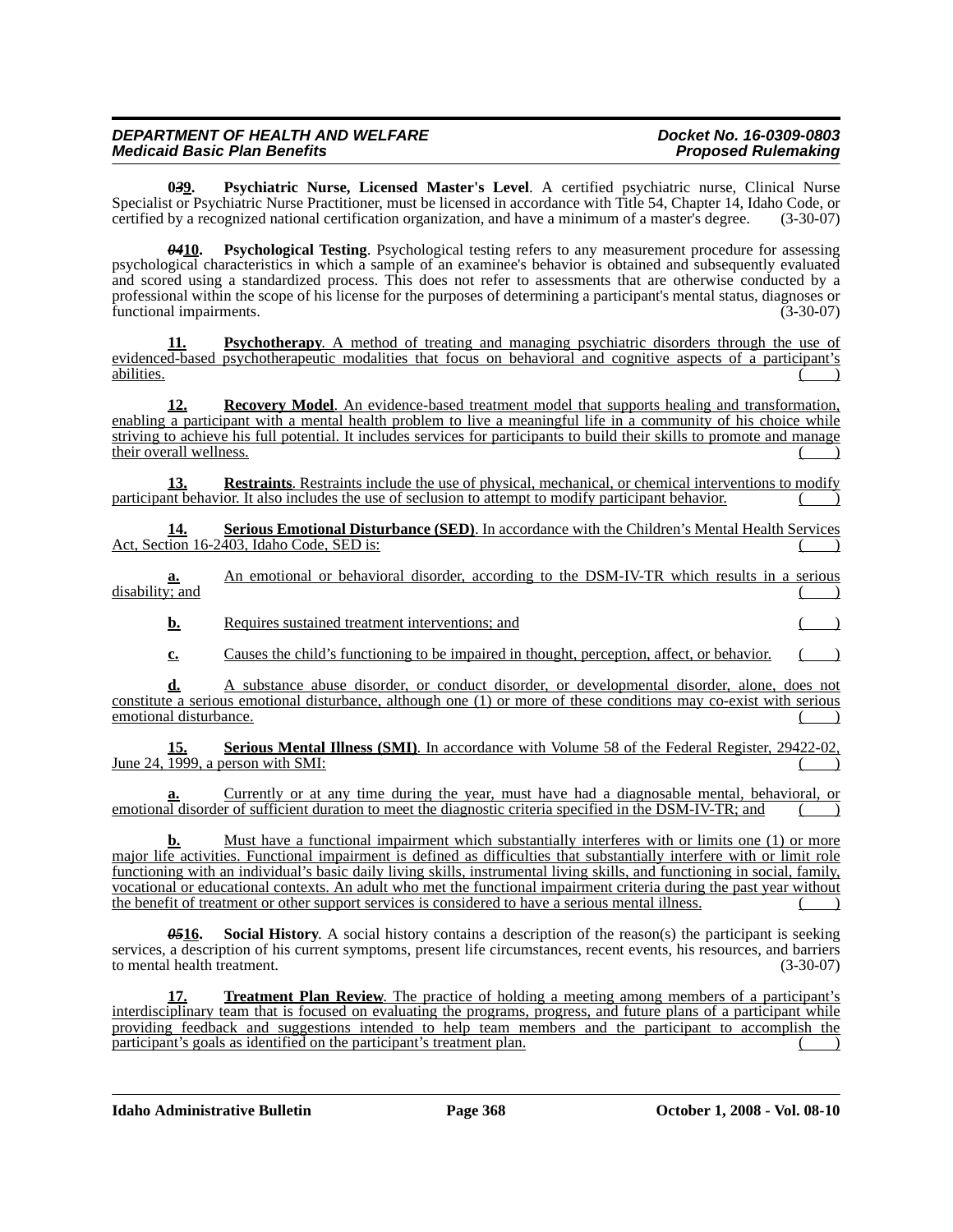**0~~3~~9.** **Psychiatric Nurse, Licensed Master's Level**. A certified psychiatric nurse, Clinical Nurse Specialist or Psychiatric Nurse Practitioner, must be licensed in accordance with Title 54, Chapter 14, Idaho Code, or certified by a recognized national certification organization, and have a minimum of a master's degree. (3-30-07)

~~04~~**10.** **Psychological Testing**. Psychological testing refers to any measurement procedure for assessing psychological characteristics in which a sample of an examinee's behavior is obtained and subsequently evaluated and scored using a standardized process. This does not refer to assessments that are otherwise conducted by a professional within the scope of his license for the purposes of determining a participant's mental status, diagnoses or functional impairments. (3-30-07)

**11.** **Psychotherapy**. A method of treating and managing psychiatric disorders through the use of evidenced-based psychotherapeutic modalities that focus on behavioral and cognitive aspects of a participant's abilities. ( )

**12.** **Recovery Model**. An evidence-based treatment model that supports healing and transformation, enabling a participant with a mental health problem to live a meaningful life in a community of his choice while striving to achieve his full potential. It includes services for participants to build their skills to promote and manage their overall wellness. ( )

**13.** **Restraints**. Restraints include the use of physical, mechanical, or chemical interventions to modify participant behavior. It also includes the use of seclusion to attempt to modify participant behavior. ( )

**14.** **Serious Emotional Disturbance (SED)**. In accordance with the Children's Mental Health Services Act, Section 16-2403, Idaho Code, SED is: ( )

**a.** An emotional or behavioral disorder, according to the DSM-IV-TR which results in a serious disability; and ( )

**b.** Requires sustained treatment interventions; and ( )

**c.** Causes the child's functioning to be impaired in thought, perception, affect, or behavior. ( )

**d.** A substance abuse disorder, or conduct disorder, or developmental disorder, alone, does not constitute a serious emotional disturbance, although one (1) or more of these conditions may co-exist with serious emotional disturbance. ( )

**15.** **Serious Mental Illness (SMI)**. In accordance with Volume 58 of the Federal Register, 29422-02, June 24, 1999, a person with SMI: ( )

**a.** Currently or at any time during the year, must have had a diagnosable mental, behavioral, or emotional disorder of sufficient duration to meet the diagnostic criteria specified in the DSM-IV-TR; and ( )

**b.** Must have a functional impairment which substantially interferes with or limits one (1) or more major life activities. Functional impairment is defined as difficulties that substantially interfere with or limit role functioning with an individual's basic daily living skills, instrumental living skills, and functioning in social, family, vocational or educational contexts. An adult who met the functional impairment criteria during the past year without the benefit of treatment or other support services is considered to have a serious mental illness. ( )

~~05~~**16.** **Social History**. A social history contains a description of the reason(s) the participant is seeking services, a description of his current symptoms, present life circumstances, recent events, his resources, and barriers to mental health treatment. (3-30-07)

**17.** **Treatment Plan Review**. The practice of holding a meeting among members of a participant's interdisciplinary team that is focused on evaluating the programs, progress, and future plans of a participant while providing feedback and suggestions intended to help team members and the participant to accomplish the participant's goals as identified on the participant's treatment plan. ( )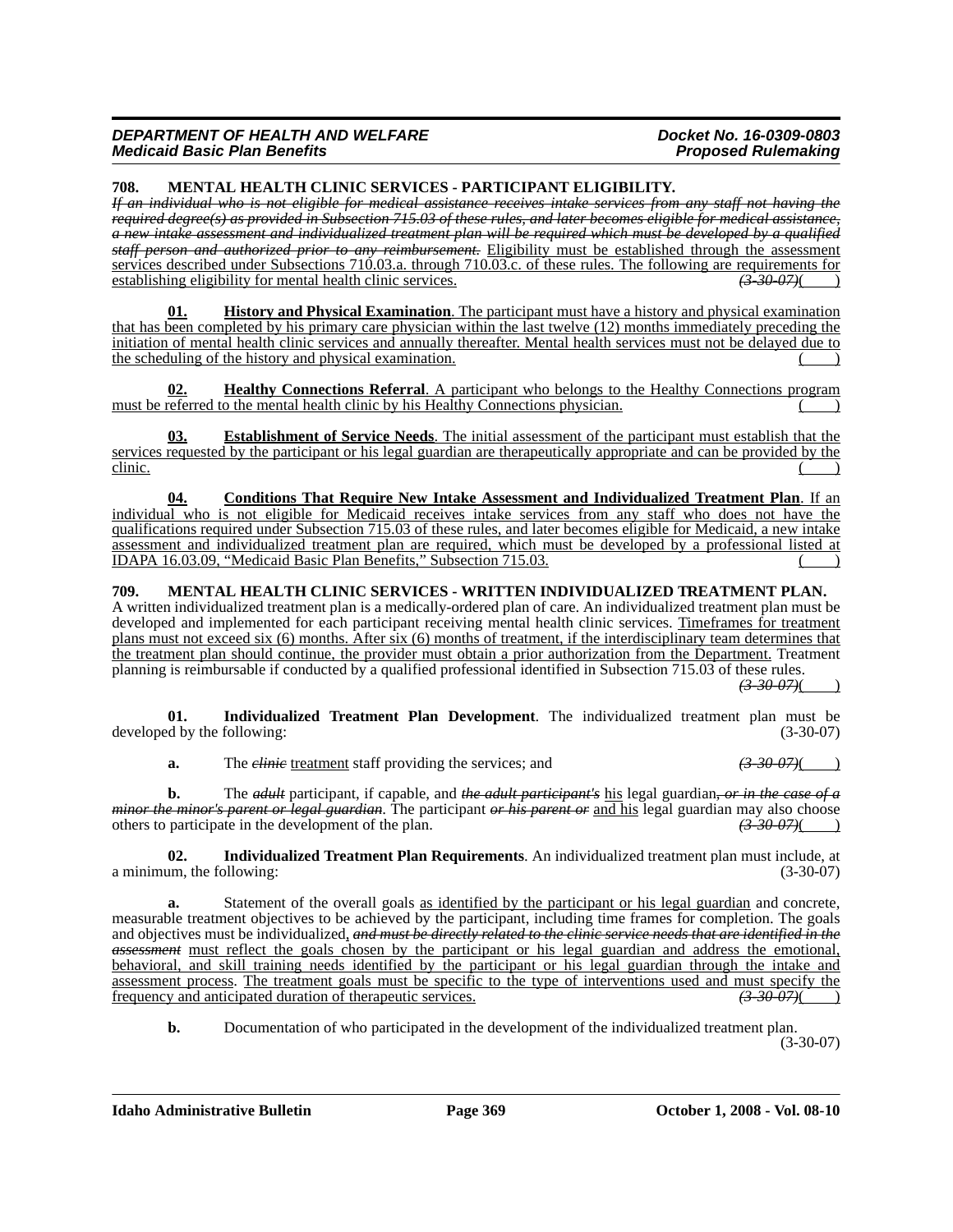**708. MENTAL HEALTH CLINIC SERVICES - PARTICIPANT ELIGIBILITY.**

~~*If an individual who is not eligible for medical assistance receives intake services from any staff not having the required degree(s) as provided in Subsection 715.03 of these rules, and later becomes eligible for medical assistance, a new intake assessment and individualized treatment plan will be required which must be developed by a qualified staff person and authorized prior to any reimbursement.*~~ <u>Eligibility must be established through the assessment services described under Subsections 710.03.a. through 710.03.c. of these rules. The following are requirements for establishing eligibility for mental health clinic services.</u> ~~*(3-30-07)*~~( )

<u>**01. History and Physical Examination**. The participant must have a history and physical examination that has been completed by his primary care physician within the last twelve (12) months immediately preceding the initiation of mental health clinic services and annually thereafter. Mental health services must not be delayed due to the scheduling of the history and physical examination.</u> ( )

<u>**02. Healthy Connections Referral**. A participant who belongs to the Healthy Connections program must be referred to the mental health clinic by his Healthy Connections physician.</u> ( )

<u>**03. Establishment of Service Needs**. The initial assessment of the participant must establish that the services requested by the participant or his legal guardian are therapeutically appropriate and can be provided by the clinic.</u> ( )

<u>**04. Conditions That Require New Intake Assessment and Individualized Treatment Plan**. If an individual who is not eligible for Medicaid receives intake services from any staff who does not have the qualifications required under Subsection 715.03 of these rules, and later becomes eligible for Medicaid, a new intake assessment and individualized treatment plan are required, which must be developed by a professional listed at IDAPA 16.03.09, "Medicaid Basic Plan Benefits," Subsection 715.03.</u> ( )

**709. MENTAL HEALTH CLINIC SERVICES - WRITTEN INDIVIDUALIZED TREATMENT PLAN.**

A written individualized treatment plan is a medically-ordered plan of care. An individualized treatment plan must be developed and implemented for each participant receiving mental health clinic services. <u>Timeframes for treatment plans must not exceed six (6) months. After six (6) months of treatment, if the interdisciplinary team determines that the treatment plan should continue, the provider must obtain a prior authorization from the Department.</u> Treatment planning is reimbursable if conducted by a qualified professional identified in Subsection 715.03 of these rules. ~~*(3-30-07)*~~( )

**01. Individualized Treatment Plan Development**. The individualized treatment plan must be developed by the following: (3-30-07)

**a.** The ~~*clinic*~~ <u>treatment</u> staff providing the services; and ~~*(3-30-07)*~~( )

**b.** The ~~*adult*~~ participant, if capable, and ~~*the adult participant's*~~ <u>his</u> legal guardian~~*, or in the case of a minor the minor's parent or legal guardian*~~. The participant ~~*or his parent or*~~ <u>and his</u> legal guardian may also choose others to participate in the development of the plan. ~~*(3-30-07)*~~( )

**02. Individualized Treatment Plan Requirements**. An individualized treatment plan must include, at a minimum, the following: (3-30-07)

**a.** Statement of the overall goals <u>as identified by the participant or his legal guardian</u> and concrete, measurable treatment objectives to be achieved by the participant, including time frames for completion. The goals and objectives must be individualized<u>,</u> ~~*and must be directly related to the clinic service needs that are identified in the assessment*~~ <u>must reflect the goals chosen by the participant or his legal guardian and address the emotional, behavioral, and skill training needs identified by the participant or his legal guardian through the intake and assessment process</u>. <u>The treatment goals must be specific to the type of interventions used and must specify the frequency and anticipated duration of therapeutic services.</u> ~~*(3-30-07)*~~( )

**b.** Documentation of who participated in the development of the individualized treatment plan. (3-30-07)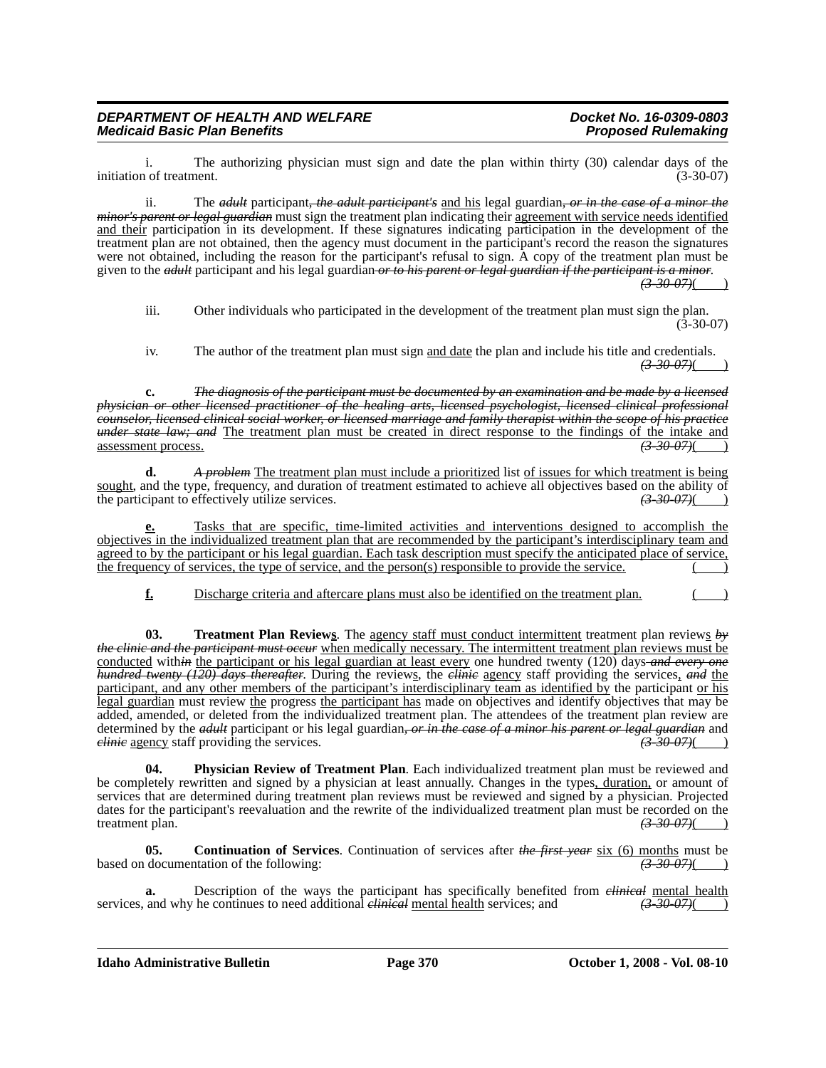i. The authorizing physician must sign and date the plan within thirty (30) calendar days of the initiation of treatment. (3-30-07)

ii. The ~~*adult*~~ participant~~*, the adult participant's*~~ and his legal guardian~~*, or in the case of a minor the minor's parent or legal guardian*~~ must sign the treatment plan indicating their agreement with service needs identified and their participation in its development. If these signatures indicating participation in the development of the treatment plan are not obtained, then the agency must document in the participant's record the reason the signatures were not obtained, including the reason for the participant's refusal to sign. A copy of the treatment plan must be given to the ~~*adult*~~ participant and his legal guardian ~~*or to his parent or legal guardian if the participant is a minor*~~. ~~*(3-30-07)*~~( )

iii. Other individuals who participated in the development of the treatment plan must sign the plan. (3-30-07)

iv. The author of the treatment plan must sign and date the plan and include his title and credentials. ~~*(3-30-07)*~~( )

**c.** ~~*The diagnosis of the participant must be documented by an examination and be made by a licensed physician or other licensed practitioner of the healing arts, licensed psychologist, licensed clinical professional counselor, licensed clinical social worker, or licensed marriage and family therapist within the scope of his practice under state law; and*~~ The treatment plan must be created in direct response to the findings of the intake and assessment process. ~~*(3-30-07)*~~( )

**d.** ~~*A problem*~~ The treatment plan must include a prioritized list of issues for which treatment is being sought, and the type, frequency, and duration of treatment estimated to achieve all objectives based on the ability of the participant to effectively utilize services. ~~*(3-30-07)*~~( )

**e.** Tasks that are specific, time-limited activities and interventions designed to accomplish the objectives in the individualized treatment plan that are recommended by the participant's interdisciplinary team and agreed to by the participant or his legal guardian. Each task description must specify the anticipated place of service, the frequency of services, the type of service, and the person(s) responsible to provide the service. ( )

**f.** Discharge criteria and aftercare plans must also be identified on the treatment plan. ( )

**03. Treatment Plan Reviews**. The agency staff must conduct intermittent treatment plan reviews ~~*by the clinic and the participant must occur*~~ when medically necessary. The intermittent treatment plan reviews must be conducted with~~*in*~~ the participant or his legal guardian at least every one hundred twenty (120) days ~~*and every one hundred twenty (120) days thereafter*~~. During the reviews, the ~~*clinic*~~ agency staff providing the services, ~~*and*~~ the participant, and any other members of the participant's interdisciplinary team as identified by the participant or his legal guardian must review the progress the participant has made on objectives and identify objectives that may be added, amended, or deleted from the individualized treatment plan. The attendees of the treatment plan review are determined by the ~~*adult*~~ participant or his legal guardian~~*, or in the case of a minor his parent or legal guardian*~~ and ~~*clinic*~~ agency staff providing the services. ~~*(3-30-07)*~~( )

**04. Physician Review of Treatment Plan**. Each individualized treatment plan must be reviewed and be completely rewritten and signed by a physician at least annually. Changes in the types, duration, or amount of services that are determined during treatment plan reviews must be reviewed and signed by a physician. Projected dates for the participant's reevaluation and the rewrite of the individualized treatment plan must be recorded on the treatment plan. ~~*(3-30-07)*~~( )

**05. Continuation of Services**. Continuation of services after ~~*the first year*~~ six (6) months must be based on documentation of the following: ~~*(3-30-07)*~~( )

**a.** Description of the ways the participant has specifically benefited from ~~*clinical*~~ mental health services, and why he continues to need additional ~~*clinical*~~ mental health services; and ~~*(3-30-07)*~~( )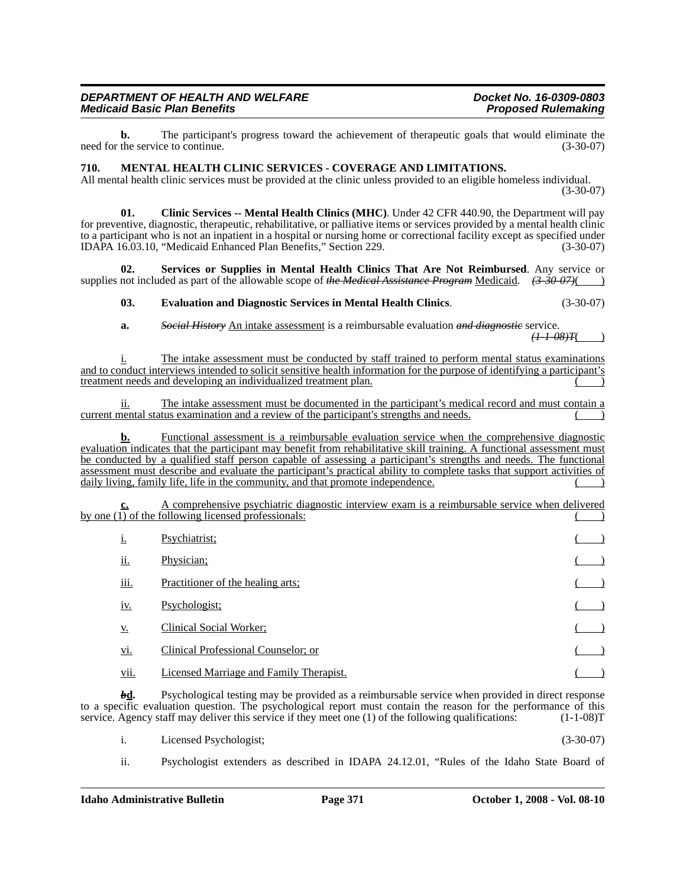**b.** The participant's progress toward the achievement of therapeutic goals that would eliminate the need for the service to continue. (3-30-07)

**710. MENTAL HEALTH CLINIC SERVICES - COVERAGE AND LIMITATIONS.**

All mental health clinic services must be provided at the clinic unless provided to an eligible homeless individual. (3-30-07)

**01. Clinic Services -- Mental Health Clinics (MHC)**. Under 42 CFR 440.90, the Department will pay for preventive, diagnostic, therapeutic, rehabilitative, or palliative items or services provided by a mental health clinic to a participant who is not an inpatient in a hospital or nursing home or correctional facility except as specified under IDAPA 16.03.10, "Medicaid Enhanced Plan Benefits," Section 229. (3-30-07)

**02. Services or Supplies in Mental Health Clinics That Are Not Reimbursed**. Any service or supplies not included as part of the allowable scope of ~~*the Medical Assistance Program*~~ Medicaid. ~~*(3-30-07)*~~( )

**03. Evaluation and Diagnostic Services in Mental Health Clinics**. (3-30-07)

**a.** ~~*Social History*~~ An intake assessment is a reimbursable evaluation ~~*and diagnostic*~~ service. ~~*(1-1-08)T*~~( )

i. The intake assessment must be conducted by staff trained to perform mental status examinations and to conduct interviews intended to solicit sensitive health information for the purpose of identifying a participant's treatment needs and developing an individualized treatment plan. ( )

ii. The intake assessment must be documented in the participant's medical record and must contain a current mental status examination and a review of the participant's strengths and needs. ( )

**b.** Functional assessment is a reimbursable evaluation service when the comprehensive diagnostic evaluation indicates that the participant may benefit from rehabilitative skill training. A functional assessment must be conducted by a qualified staff person capable of assessing a participant's strengths and needs. The functional assessment must describe and evaluate the participant's practical ability to complete tasks that support activities of daily living, family life, life in the community, and that promote independence. ( )

**c.** A comprehensive psychiatric diagnostic interview exam is a reimbursable service when delivered by one (1) of the following licensed professionals: ( )

i. Psychiatrist; ( )

ii. Physician; ( )

iii. Practitioner of the healing arts; ( )

iv. Psychologist; ( )

v. Clinical Social Worker; ( )

vi. Clinical Professional Counselor; or ( )

vii. Licensed Marriage and Family Therapist. ( )

**~~*b*~~d.** Psychological testing may be provided as a reimbursable service when provided in direct response to a specific evaluation question. The psychological report must contain the reason for the performance of this service. Agency staff may deliver this service if they meet one (1) of the following qualifications: (1-1-08)T

i. Licensed Psychologist; (3-30-07)

ii. Psychologist extenders as described in IDAPA 24.12.01, "Rules of the Idaho State Board of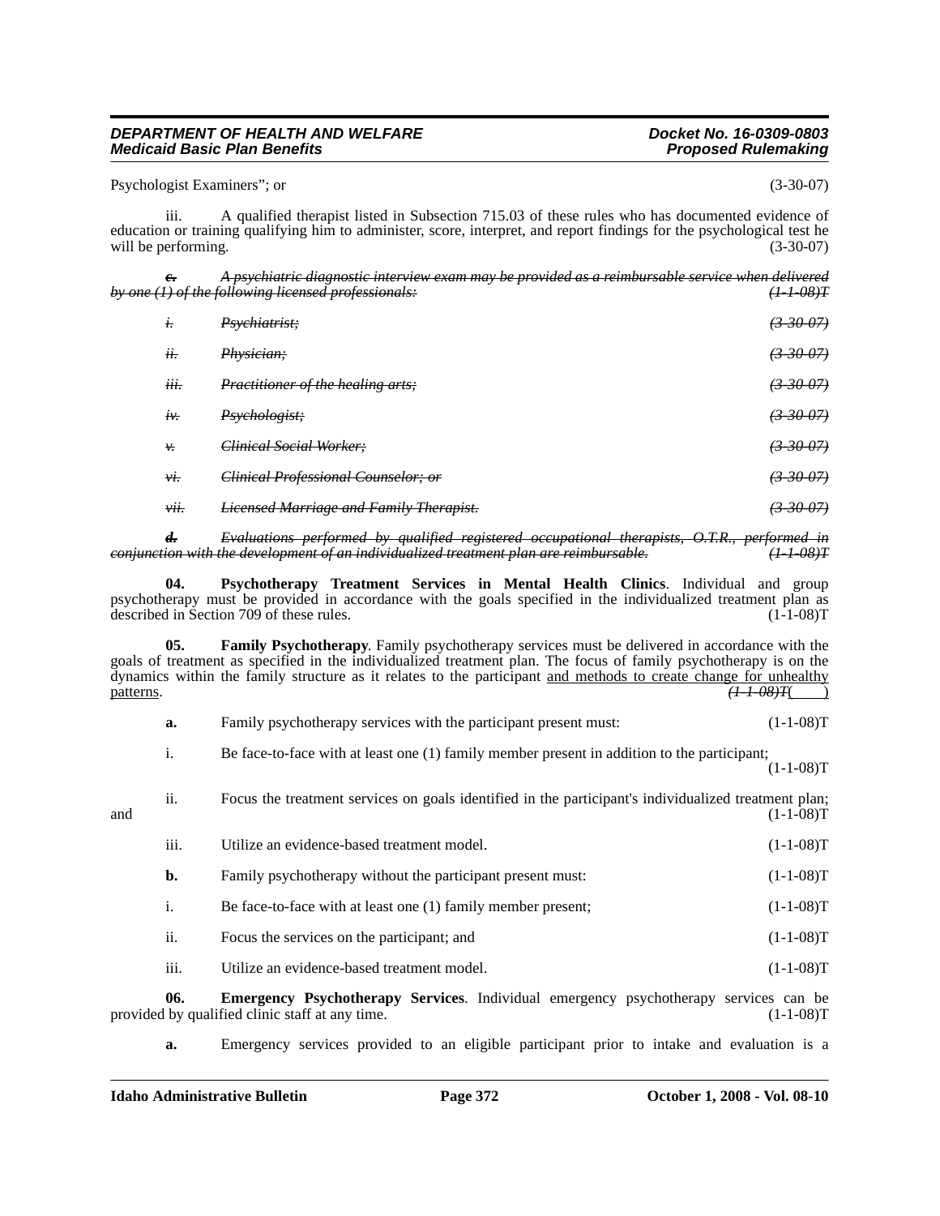Psychologist Examiners"; or (3-30-07)

iii. A qualified therapist listed in Subsection 715.03 of these rules who has documented evidence of education or training qualifying him to administer, score, interpret, and report findings for the psychological test he will be performing. (3-30-07)

~~***c.*** *A psychiatric diagnostic interview exam may be provided as a reimbursable service when delivered by one (1) of the following licensed professionals:* *(1-1-08)T*~~

~~*i.* *Psychiatrist;* *(3-30-07)*~~

~~*ii.* *Physician;* *(3-30-07)*~~

~~*iii.* *Practitioner of the healing arts;* *(3-30-07)*~~

~~*iv.* *Psychologist;* *(3-30-07)*~~

~~*v.* *Clinical Social Worker;* *(3-30-07)*~~

~~*vi.* *Clinical Professional Counselor; or* *(3-30-07)*~~

~~*vii.* *Licensed Marriage and Family Therapist.* *(3-30-07)*~~

~~***d.*** *Evaluations performed by qualified registered occupational therapists, O.T.R., performed in conjunction with the development of an individualized treatment plan are reimbursable.* *(1-1-08)T*~~

**04. Psychotherapy Treatment Services in Mental Health Clinics**. Individual and group psychotherapy must be provided in accordance with the goals specified in the individualized treatment plan as described in Section 709 of these rules. (1-1-08)T

**05. Family Psychotherapy**. Family psychotherapy services must be delivered in accordance with the goals of treatment as specified in the individualized treatment plan. The focus of family psychotherapy is on the dynamics within the family structure as it relates to the participant <u>and methods to create change for unhealthy patterns</u>. ~~*(1-1-08)T*~~( )

**a.** Family psychotherapy services with the participant present must: (1-1-08)T

i. Be face-to-face with at least one (1) family member present in addition to the participant; (1-1-08)T

ii. Focus the treatment services on goals identified in the participant's individualized treatment plan; and (1-1-08)T

iii. Utilize an evidence-based treatment model. (1-1-08)T

**b.** Family psychotherapy without the participant present must: (1-1-08)T

i. Be face-to-face with at least one (1) family member present; (1-1-08)T

ii. Focus the services on the participant; and (1-1-08)T

iii. Utilize an evidence-based treatment model. (1-1-08)T

**06. Emergency Psychotherapy Services**. Individual emergency psychotherapy services can be provided by qualified clinic staff at any time. (1-1-08)T

**a.** Emergency services provided to an eligible participant prior to intake and evaluation is a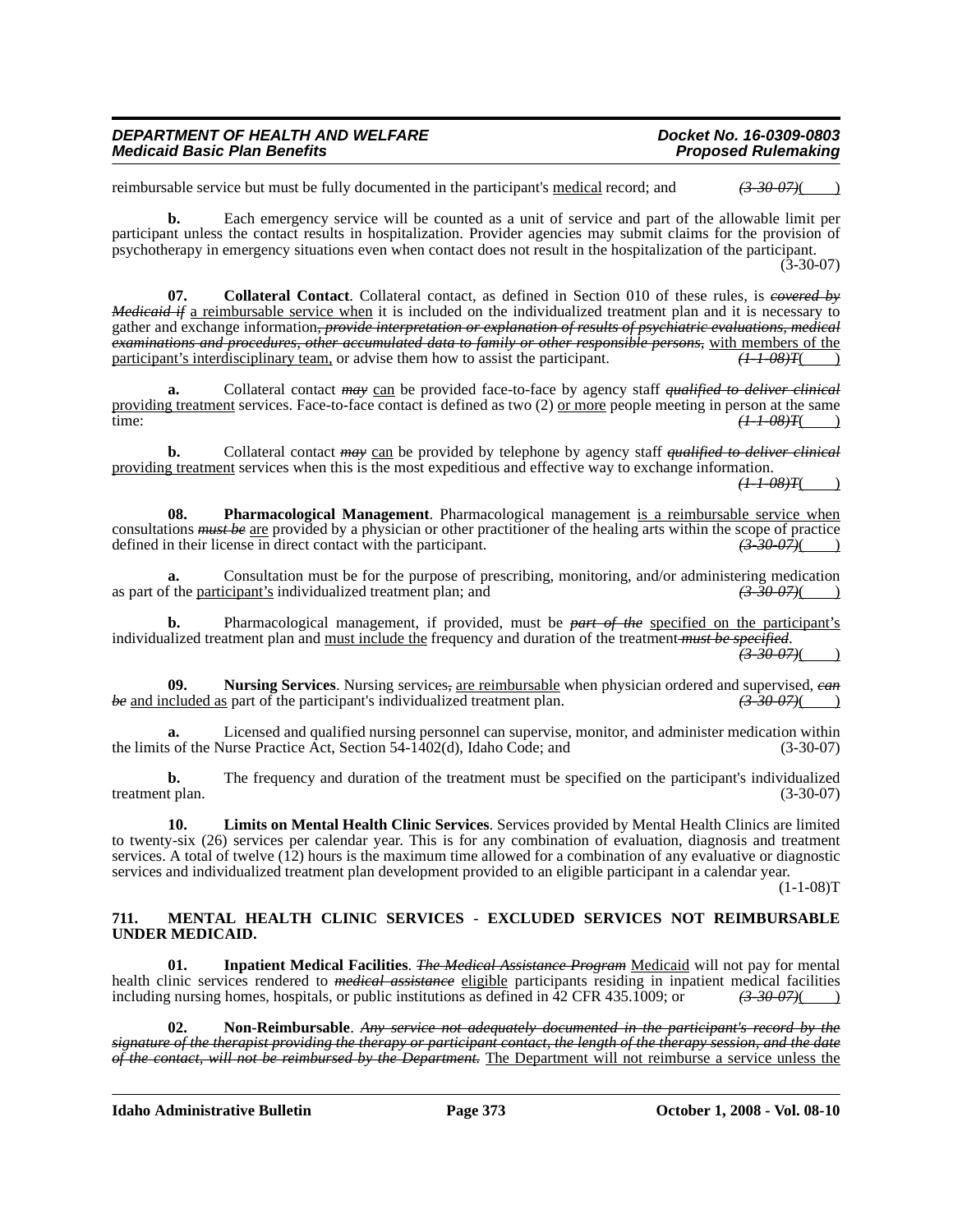reimbursable service but must be fully documented in the participant's medical record; and ~~(3-30-07)~~( )

**b.** Each emergency service will be counted as a unit of service and part of the allowable limit per participant unless the contact results in hospitalization. Provider agencies may submit claims for the provision of psychotherapy in emergency situations even when contact does not result in the hospitalization of the participant. (3-30-07)

**07. Collateral Contact**. Collateral contact, as defined in Section 010 of these rules, is ~~*covered by Medicaid if*~~ a reimbursable service when it is included on the individualized treatment plan and it is necessary to gather and exchange information~~*, provide interpretation or explanation of results of psychiatric evaluations, medical examinations and procedures, other accumulated data to family or other responsible persons,*~~ with members of the participant's interdisciplinary team, or advise them how to assist the participant. ~~*(1-1-08)T*~~( )

**a.** Collateral contact ~~*may*~~ can be provided face-to-face by agency staff ~~*qualified to deliver clinical*~~ providing treatment services. Face-to-face contact is defined as two (2) or more people meeting in person at the same time: ~~*(1-1-08)T*~~( )

**b.** Collateral contact ~~*may*~~ can be provided by telephone by agency staff ~~*qualified to deliver clinical*~~ providing treatment services when this is the most expeditious and effective way to exchange information. ~~*(1-1-08)T*~~( )

**08. Pharmacological Management**. Pharmacological management is a reimbursable service when consultations ~~*must be*~~ are provided by a physician or other practitioner of the healing arts within the scope of practice defined in their license in direct contact with the participant. ~~*(3-30-07)*~~( )

**a.** Consultation must be for the purpose of prescribing, monitoring, and/or administering medication as part of the participant's individualized treatment plan; and ~~*(3-30-07)*~~( )

**b.** Pharmacological management, if provided, must be ~~*part of the*~~ specified on the participant's individualized treatment plan and must include the frequency and duration of the treatment ~~*must be specified*~~. ~~*(3-30-07)*~~( )

**09. Nursing Services**. Nursing services~~*,*~~ are reimbursable when physician ordered and supervised, ~~*can be*~~ and included as part of the participant's individualized treatment plan. ~~*(3-30-07)*~~( )

**a.** Licensed and qualified nursing personnel can supervise, monitor, and administer medication within the limits of the Nurse Practice Act, Section 54-1402(d), Idaho Code; and (3-30-07)

**b.** The frequency and duration of the treatment must be specified on the participant's individualized treatment plan. (3-30-07)

**10. Limits on Mental Health Clinic Services**. Services provided by Mental Health Clinics are limited to twenty-six (26) services per calendar year. This is for any combination of evaluation, diagnosis and treatment services. A total of twelve (12) hours is the maximum time allowed for a combination of any evaluative or diagnostic services and individualized treatment plan development provided to an eligible participant in a calendar year. (1-1-08)T

**711. MENTAL HEALTH CLINIC SERVICES - EXCLUDED SERVICES NOT REIMBURSABLE UNDER MEDICAID.**

**01. Inpatient Medical Facilities**. ~~*The Medical Assistance Program*~~ Medicaid will not pay for mental health clinic services rendered to ~~*medical assistance*~~ eligible participants residing in inpatient medical facilities including nursing homes, hospitals, or public institutions as defined in 42 CFR 435.1009; or ~~*(3-30-07)*~~( )

**02. Non-Reimbursable**. ~~*Any service not adequately documented in the participant's record by the signature of the therapist providing the therapy or participant contact, the length of the therapy session, and the date of the contact, will not be reimbursed by the Department.*~~ The Department will not reimburse a service unless the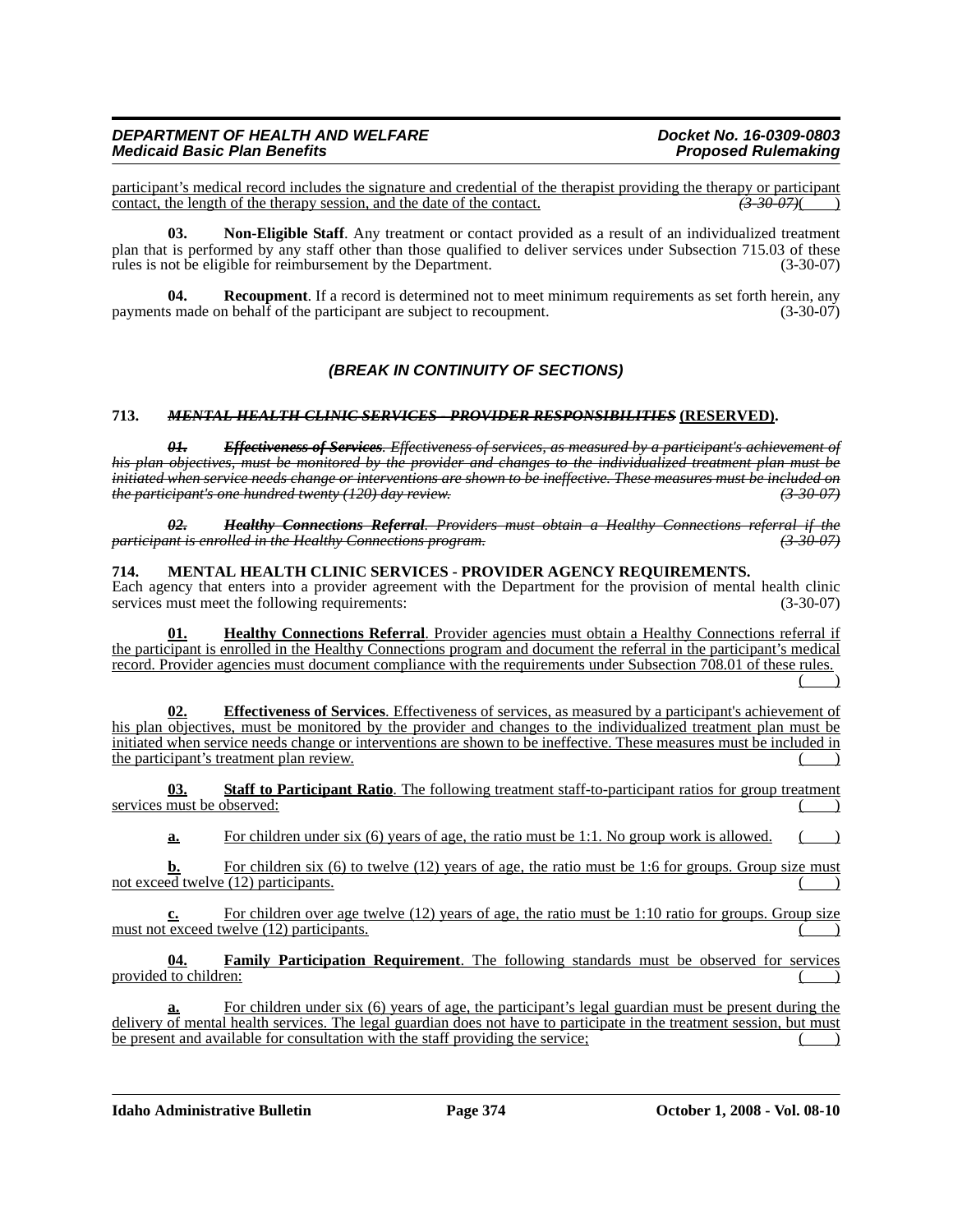participant's medical record includes the signature and credential of the therapist providing the therapy or participant contact, the length of the therapy session, and the date of the contact. ~~*(3-30-07)*~~( )

**03. Non-Eligible Staff**. Any treatment or contact provided as a result of an individualized treatment plan that is performed by any staff other than those qualified to deliver services under Subsection 715.03 of these rules is not be eligible for reimbursement by the Department. (3-30-07)

**04. Recoupment**. If a record is determined not to meet minimum requirements as set forth herein, any payments made on behalf of the participant are subject to recoupment. (3-30-07)

***(BREAK IN CONTINUITY OF SECTIONS)***

**713. ~~*MENTAL HEALTH CLINIC SERVICES - PROVIDER RESPONSIBILITIES*~~ (RESERVED).**

~~***01. Effectiveness of Services**. Effectiveness of services, as measured by a participant's achievement of his plan objectives, must be monitored by the provider and changes to the individualized treatment plan must be initiated when service needs change or interventions are shown to be ineffective. These measures must be included on the participant's one hundred twenty (120) day review. (3-30-07)*~~

~~***02. Healthy Connections Referral**. Providers must obtain a Healthy Connections referral if the participant is enrolled in the Healthy Connections program. (3-30-07)*~~

**714. MENTAL HEALTH CLINIC SERVICES - PROVIDER AGENCY REQUIREMENTS.**

Each agency that enters into a provider agreement with the Department for the provision of mental health clinic services must meet the following requirements: (3-30-07)

**01. Healthy Connections Referral**. Provider agencies must obtain a Healthy Connections referral if the participant is enrolled in the Healthy Connections program and document the referral in the participant's medical record. Provider agencies must document compliance with the requirements under Subsection 708.01 of these rules. ( )

**02. Effectiveness of Services**. Effectiveness of services, as measured by a participant's achievement of his plan objectives, must be monitored by the provider and changes to the individualized treatment plan must be initiated when service needs change or interventions are shown to be ineffective. These measures must be included in the participant's treatment plan review. ( )

**03. Staff to Participant Ratio**. The following treatment staff-to-participant ratios for group treatment services must be observed: ( )

**a.** For children under six (6) years of age, the ratio must be 1:1. No group work is allowed. ( )

**b.** For children six (6) to twelve (12) years of age, the ratio must be 1:6 for groups. Group size must not exceed twelve (12) participants. ( )

**c.** For children over age twelve (12) years of age, the ratio must be 1:10 ratio for groups. Group size must not exceed twelve (12) participants. ( )

**04. Family Participation Requirement**. The following standards must be observed for services provided to children: ( )

**a.** For children under six (6) years of age, the participant's legal guardian must be present during the delivery of mental health services. The legal guardian does not have to participate in the treatment session, but must be present and available for consultation with the staff providing the service; ( )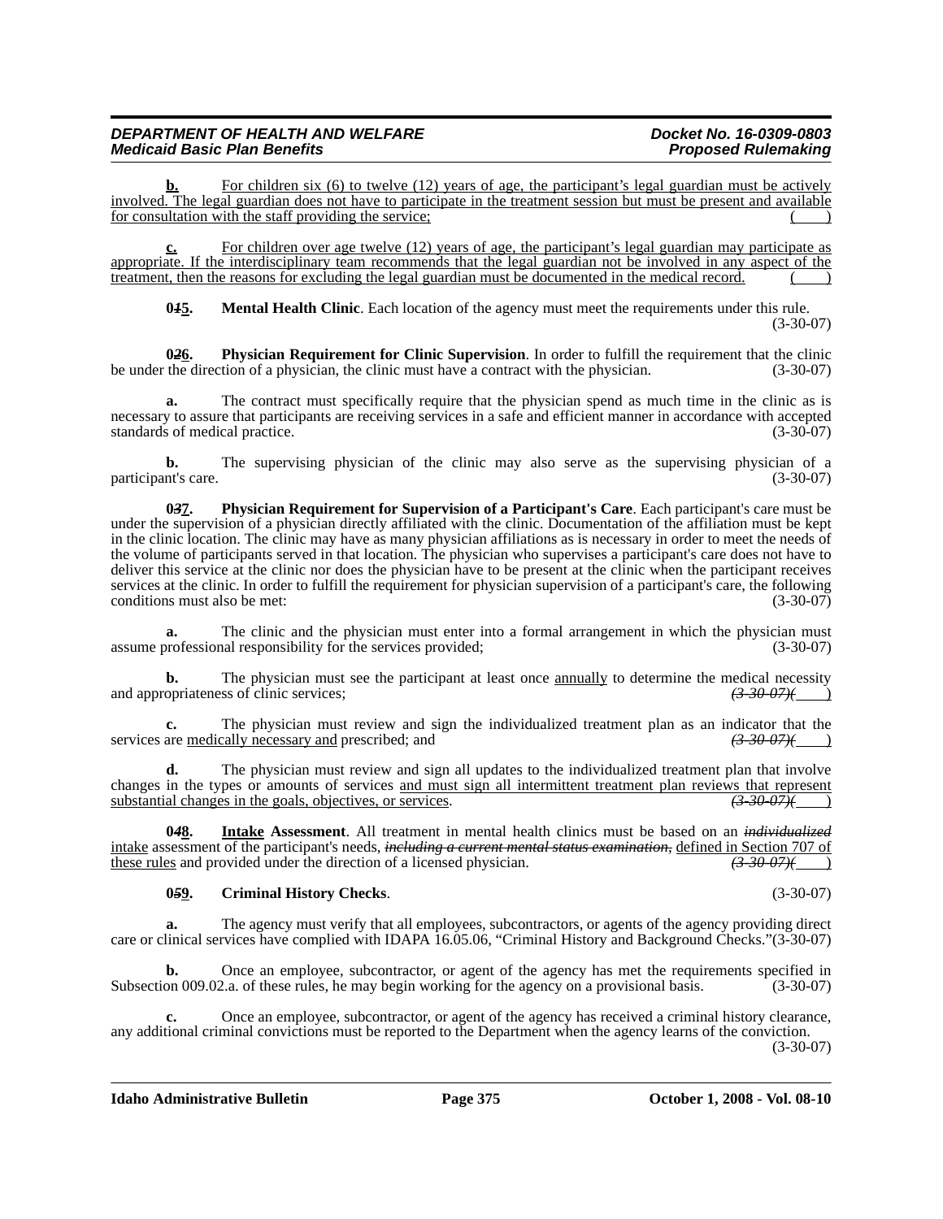**b.** For children six (6) to twelve (12) years of age, the participant's legal guardian must be actively involved. The legal guardian does not have to participate in the treatment session but must be present and available for consultation with the staff providing the service; ( )

**c.** For children over age twelve (12) years of age, the participant's legal guardian may participate as appropriate. If the interdisciplinary team recommends that the legal guardian not be involved in any aspect of the treatment, then the reasons for excluding the legal guardian must be documented in the medical record. ( )

**0~~1~~5. Mental Health Clinic**. Each location of the agency must meet the requirements under this rule. (3-30-07)

**0~~2~~6. Physician Requirement for Clinic Supervision**. In order to fulfill the requirement that the clinic be under the direction of a physician, the clinic must have a contract with the physician. (3-30-07)

**a.** The contract must specifically require that the physician spend as much time in the clinic as is necessary to assure that participants are receiving services in a safe and efficient manner in accordance with accepted standards of medical practice. (3-30-07)

**b.** The supervising physician of the clinic may also serve as the supervising physician of a participant's care. (3-30-07)

**0~~3~~7. Physician Requirement for Supervision of a Participant's Care**. Each participant's care must be under the supervision of a physician directly affiliated with the clinic. Documentation of the affiliation must be kept in the clinic location. The clinic may have as many physician affiliations as is necessary in order to meet the needs of the volume of participants served in that location. The physician who supervises a participant's care does not have to deliver this service at the clinic nor does the physician have to be present at the clinic when the participant receives services at the clinic. In order to fulfill the requirement for physician supervision of a participant's care, the following conditions must also be met: (3-30-07)

**a.** The clinic and the physician must enter into a formal arrangement in which the physician must assume professional responsibility for the services provided; (3-30-07)

**b.** The physician must see the participant at least once annually to determine the medical necessity and appropriateness of clinic services; ~~(3-30-07)~~( )

**c.** The physician must review and sign the individualized treatment plan as an indicator that the services are medically necessary and prescribed; and ~~(3-30-07)~~( )

**d.** The physician must review and sign all updates to the individualized treatment plan that involve changes in the types or amounts of services and must sign all intermittent treatment plan reviews that represent substantial changes in the goals, objectives, or services. ~~(3-30-07)~~( )

**0~~4~~8. Intake Assessment**. All treatment in mental health clinics must be based on an ~~*individualized*~~ intake assessment of the participant's needs, ~~*including a current mental status examination*~~, defined in Section 707 of these rules and provided under the direction of a licensed physician. ~~(3-30-07)~~( )

**0~~5~~9. Criminal History Checks**. (3-30-07)

**a.** The agency must verify that all employees, subcontractors, or agents of the agency providing direct care or clinical services have complied with IDAPA 16.05.06, "Criminal History and Background Checks."(3-30-07)

**b.** Once an employee, subcontractor, or agent of the agency has met the requirements specified in Subsection 009.02.a. of these rules, he may begin working for the agency on a provisional basis. (3-30-07)

**c.** Once an employee, subcontractor, or agent of the agency has received a criminal history clearance, any additional criminal convictions must be reported to the Department when the agency learns of the conviction. (3-30-07)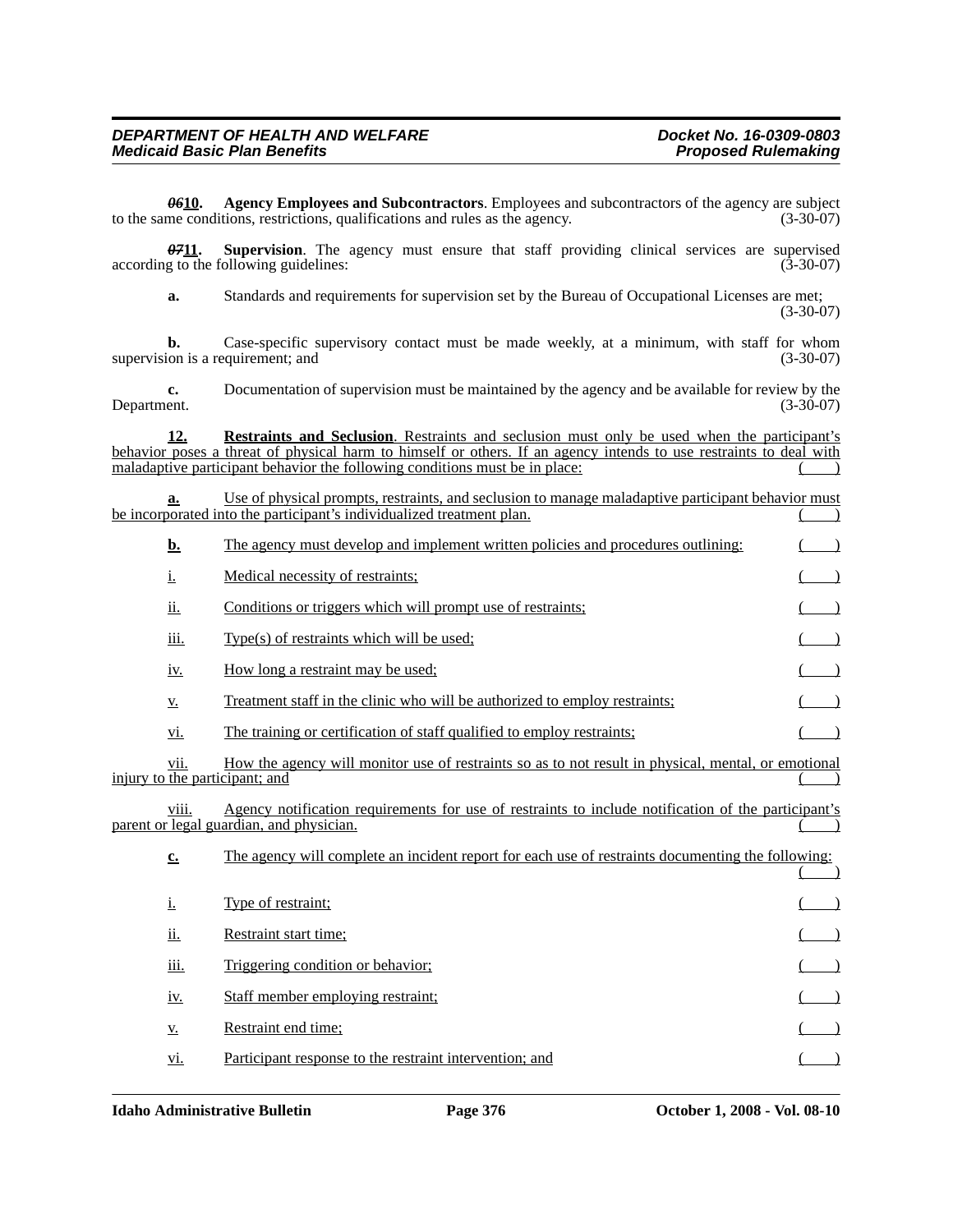~~*06*~~**10.** **Agency Employees and Subcontractors**. Employees and subcontractors of the agency are subject to the same conditions, restrictions, qualifications and rules as the agency. (3-30-07)

~~*07*~~**11.** **Supervision**. The agency must ensure that staff providing clinical services are supervised according to the following guidelines: (3-30-07)

**a.** Standards and requirements for supervision set by the Bureau of Occupational Licenses are met; (3-30-07)

**b.** Case-specific supervisory contact must be made weekly, at a minimum, with staff for whom supervision is a requirement; and (3-30-07)

**c.** Documentation of supervision must be maintained by the agency and be available for review by the Department. (3-30-07)

**12.** **Restraints and Seclusion**. Restraints and seclusion must only be used when the participant's behavior poses a threat of physical harm to himself or others. If an agency intends to use restraints to deal with maladaptive participant behavior the following conditions must be in place: (    )

**a.** Use of physical prompts, restraints, and seclusion to manage maladaptive participant behavior must be incorporated into the participant's individualized treatment plan. (    )

**b.** The agency must develop and implement written policies and procedures outlining: (    )

i. Medical necessity of restraints; (    )

ii. Conditions or triggers which will prompt use of restraints; (    )

iii. Type(s) of restraints which will be used; (    )

iv. How long a restraint may be used; (    )

v. Treatment staff in the clinic who will be authorized to employ restraints; (    )

vi. The training or certification of staff qualified to employ restraints; (    )

vii. How the agency will monitor use of restraints so as to not result in physical, mental, or emotional injury to the participant; and (    )

viii. Agency notification requirements for use of restraints to include notification of the participant's parent or legal guardian, and physician. (    )

**c.** The agency will complete an incident report for each use of restraints documenting the following: (    )

i. Type of restraint; (    )

ii. Restraint start time; (    )

iii. Triggering condition or behavior; (    )

iv. Staff member employing restraint; (    )

v. Restraint end time; (    )

vi. Participant response to the restraint intervention; and (    )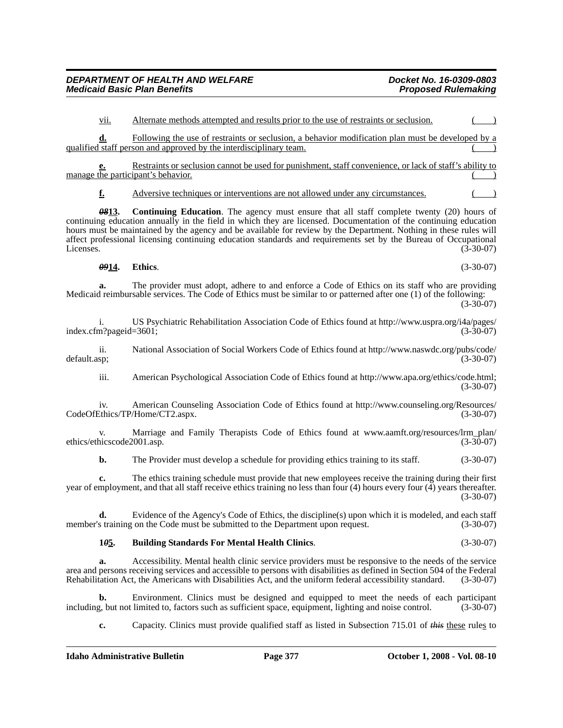vii. <u>Alternate methods attempted and results prior to the use of restraints or seclusion.</u> <u>( )</u>

**<u>d.</u>** <u>Following the use of restraints or seclusion, a behavior modification plan must be developed by a qualified staff person and approved by the interdisciplinary team.</u> <u>( )</u>

**<u>e.</u>** <u>Restraints or seclusion cannot be used for punishment, staff convenience, or lack of staff's ability to manage the participant's behavior.</u> <u>( )</u>

**<u>f.</u>** <u>Adversive techniques or interventions are not allowed under any circumstances.</u> <u>( )</u>

***~~08~~*****<u>13</u>. Continuing Education**. The agency must ensure that all staff complete twenty (20) hours of continuing education annually in the field in which they are licensed. Documentation of the continuing education hours must be maintained by the agency and be available for review by the Department. Nothing in these rules will affect professional licensing continuing education standards and requirements set by the Bureau of Occupational Licenses. (3-30-07)

***~~09~~*****<u>14</u>. Ethics**. (3-30-07)

**a.** The provider must adopt, adhere to and enforce a Code of Ethics on its staff who are providing Medicaid reimbursable services. The Code of Ethics must be similar to or patterned after one (1) of the following: (3-30-07)

i. US Psychiatric Rehabilitation Association Code of Ethics found at http://www.uspra.org/i4a/pages/index.cfm?pageid=3601; (3-30-07)

ii. National Association of Social Workers Code of Ethics found at http://www.naswdc.org/pubs/code/default.asp; (3-30-07)

iii. American Psychological Association Code of Ethics found at http://www.apa.org/ethics/code.html; (3-30-07)

iv. American Counseling Association Code of Ethics found at http://www.counseling.org/Resources/CodeOfEthics/TP/Home/CT2.aspx. (3-30-07)

v. Marriage and Family Therapists Code of Ethics found at www.aamft.org/resources/lrm_plan/ethics/ethicscode2001.asp. (3-30-07)

**b.** The Provider must develop a schedule for providing ethics training to its staff. (3-30-07)

**c.** The ethics training schedule must provide that new employees receive the training during their first year of employment, and that all staff receive ethics training no less than four (4) hours every four (4) years thereafter. (3-30-07)

**d.** Evidence of the Agency's Code of Ethics, the discipline(s) upon which it is modeled, and each staff member's training on the Code must be submitted to the Department upon request. (3-30-07)

**1*~~0~~*<u>5</u>. Building Standards For Mental Health Clinics**. (3-30-07)

**a.** Accessibility. Mental health clinic service providers must be responsive to the needs of the service area and persons receiving services and accessible to persons with disabilities as defined in Section 504 of the Federal Rehabilitation Act, the Americans with Disabilities Act, and the uniform federal accessibility standard. (3-30-07)

**b.** Environment. Clinics must be designed and equipped to meet the needs of each participant including, but not limited to, factors such as sufficient space, equipment, lighting and noise control. (3-30-07)

**c.** Capacity. Clinics must provide qualified staff as listed in Subsection 715.01 of *~~this~~* <u>these</u> rule<u>s</u> to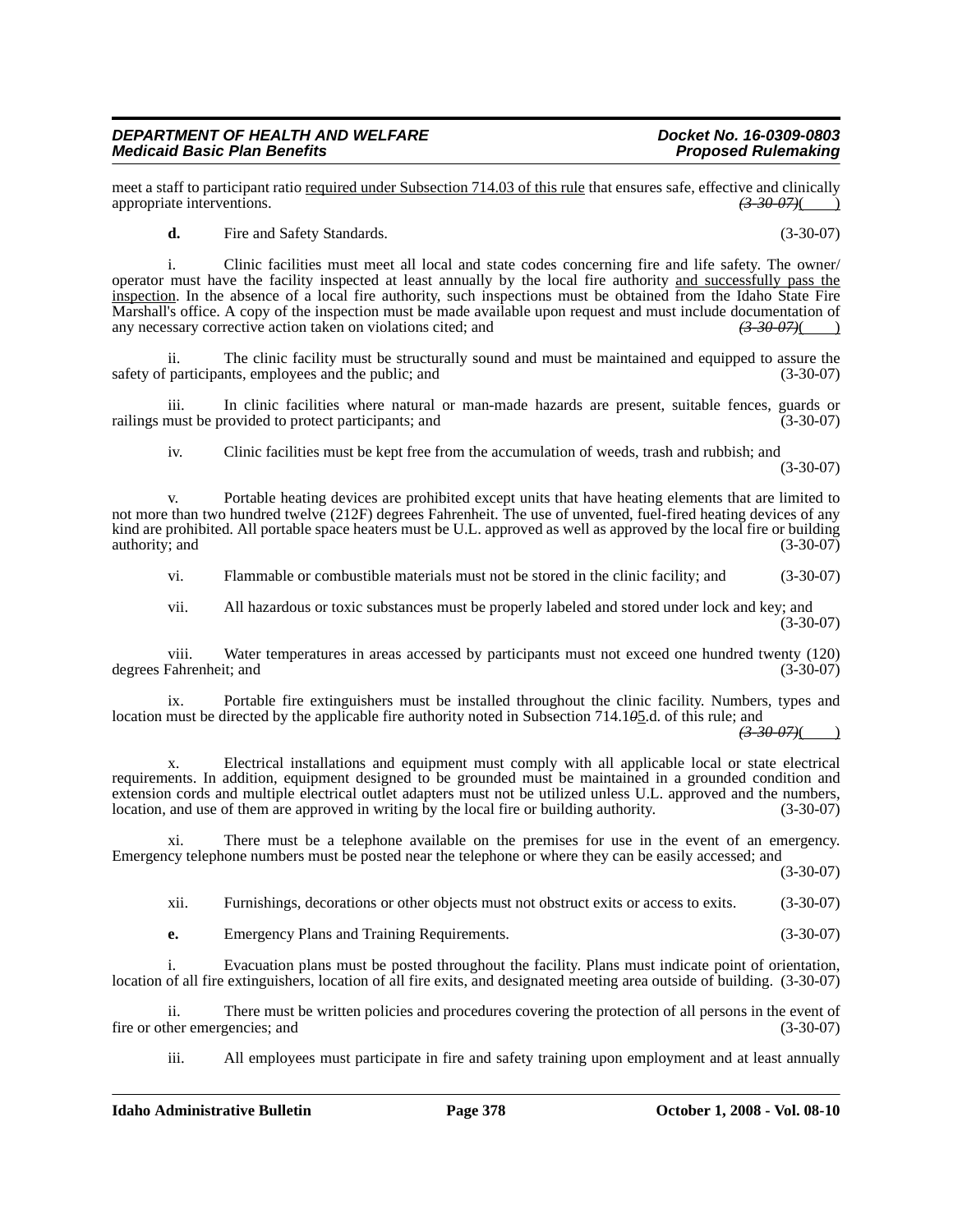meet a staff to participant ratio <u>required under Subsection 714.03 of this rule</u> that ensures safe, effective and clinically appropriate interventions. ~~*(3-30-07)*~~<u>(    )</u>

**d.** Fire and Safety Standards. (3-30-07)

i. Clinic facilities must meet all local and state codes concerning fire and life safety. The owner/ operator must have the facility inspected at least annually by the local fire authority <u>and successfully pass the inspection</u>. In the absence of a local fire authority, such inspections must be obtained from the Idaho State Fire Marshall's office. A copy of the inspection must be made available upon request and must include documentation of any necessary corrective action taken on violations cited; and ~~*(3-30-07)*~~<u>(    )</u>

ii. The clinic facility must be structurally sound and must be maintained and equipped to assure the safety of participants, employees and the public; and (3-30-07)

iii. In clinic facilities where natural or man-made hazards are present, suitable fences, guards or railings must be provided to protect participants; and (3-30-07)

iv. Clinic facilities must be kept free from the accumulation of weeds, trash and rubbish; and (3-30-07)

v. Portable heating devices are prohibited except units that have heating elements that are limited to not more than two hundred twelve (212F) degrees Fahrenheit. The use of unvented, fuel-fired heating devices of any kind are prohibited. All portable space heaters must be U.L. approved as well as approved by the local fire or building authority; and (3-30-07)

vi. Flammable or combustible materials must not be stored in the clinic facility; and (3-30-07)

vii. All hazardous or toxic substances must be properly labeled and stored under lock and key; and (3-30-07)

viii. Water temperatures in areas accessed by participants must not exceed one hundred twenty (120) degrees Fahrenheit; and (3-30-07)

ix. Portable fire extinguishers must be installed throughout the clinic facility. Numbers, types and location must be directed by the applicable fire authority noted in Subsection 714.1~~*0*~~<u>5</u>.d. of this rule; and ~~*(3-30-07)*~~<u>(    )</u>

x. Electrical installations and equipment must comply with all applicable local or state electrical requirements. In addition, equipment designed to be grounded must be maintained in a grounded condition and extension cords and multiple electrical outlet adapters must not be utilized unless U.L. approved and the numbers, location, and use of them are approved in writing by the local fire or building authority. (3-30-07)

xi. There must be a telephone available on the premises for use in the event of an emergency. Emergency telephone numbers must be posted near the telephone or where they can be easily accessed; and (3-30-07)

xii. Furnishings, decorations or other objects must not obstruct exits or access to exits. (3-30-07)

**e.** Emergency Plans and Training Requirements. (3-30-07)

i. Evacuation plans must be posted throughout the facility. Plans must indicate point of orientation, location of all fire extinguishers, location of all fire exits, and designated meeting area outside of building. (3-30-07)

ii. There must be written policies and procedures covering the protection of all persons in the event of fire or other emergencies; and (3-30-07)

iii. All employees must participate in fire and safety training upon employment and at least annually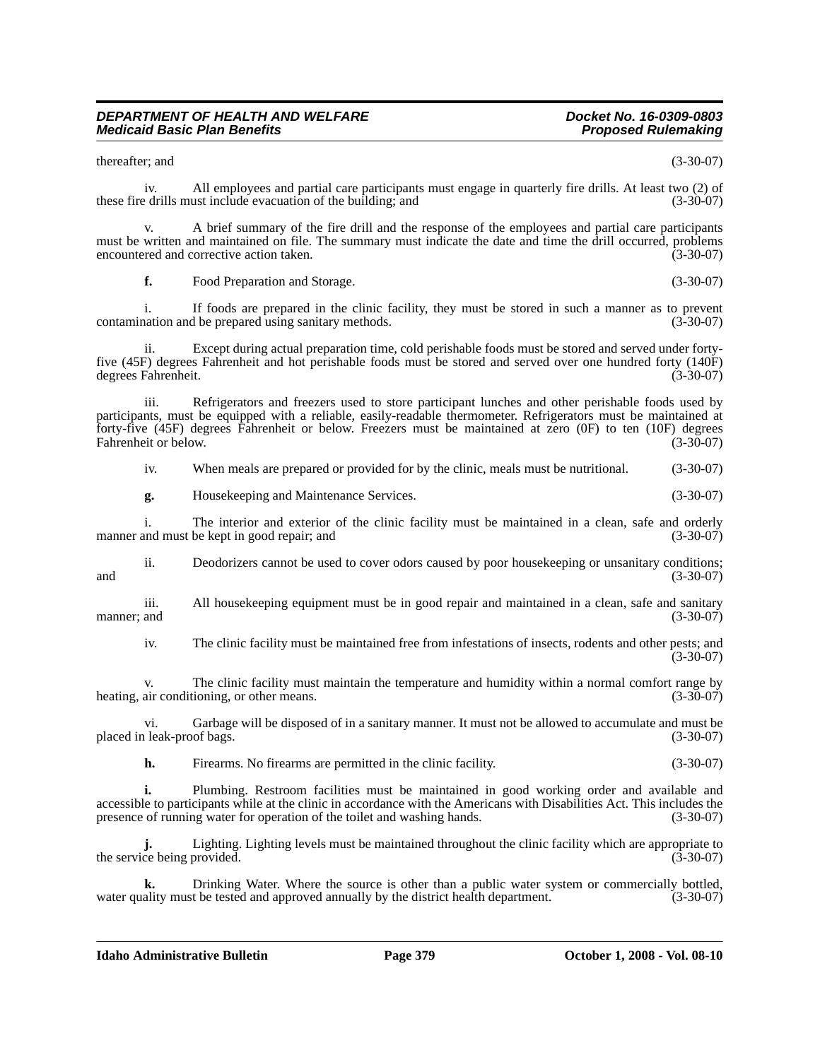thereafter; and (3-30-07)

iv. All employees and partial care participants must engage in quarterly fire drills. At least two (2) of these fire drills must include evacuation of the building; and (3-30-07)

v. A brief summary of the fire drill and the response of the employees and partial care participants must be written and maintained on file. The summary must indicate the date and time the drill occurred, problems encountered and corrective action taken. (3-30-07)

**f.** Food Preparation and Storage. (3-30-07)

i. If foods are prepared in the clinic facility, they must be stored in such a manner as to prevent contamination and be prepared using sanitary methods. (3-30-07)

ii. Except during actual preparation time, cold perishable foods must be stored and served under forty-five (45F) degrees Fahrenheit and hot perishable foods must be stored and served over one hundred forty (140F) degrees Fahrenheit. (3-30-07)

iii. Refrigerators and freezers used to store participant lunches and other perishable foods used by participants, must be equipped with a reliable, easily-readable thermometer. Refrigerators must be maintained at forty-five (45F) degrees Fahrenheit or below. Freezers must be maintained at zero (0F) to ten (10F) degrees Fahrenheit or below. (3-30-07)

iv. When meals are prepared or provided for by the clinic, meals must be nutritional. (3-30-07)

**g.** Housekeeping and Maintenance Services. (3-30-07)

i. The interior and exterior of the clinic facility must be maintained in a clean, safe and orderly manner and must be kept in good repair; and (3-30-07)

ii. Deodorizers cannot be used to cover odors caused by poor housekeeping or unsanitary conditions; and (3-30-07)

iii. All housekeeping equipment must be in good repair and maintained in a clean, safe and sanitary manner; and (3-30-07)

iv. The clinic facility must be maintained free from infestations of insects, rodents and other pests; and (3-30-07)

v. The clinic facility must maintain the temperature and humidity within a normal comfort range by heating, air conditioning, or other means. (3-30-07)

vi. Garbage will be disposed of in a sanitary manner. It must not be allowed to accumulate and must be placed in leak-proof bags. (3-30-07)

**h.** Firearms. No firearms are permitted in the clinic facility. (3-30-07)

**i.** Plumbing. Restroom facilities must be maintained in good working order and available and accessible to participants while at the clinic in accordance with the Americans with Disabilities Act. This includes the presence of running water for operation of the toilet and washing hands. (3-30-07)

**j.** Lighting. Lighting levels must be maintained throughout the clinic facility which are appropriate to the service being provided. (3-30-07)

**k.** Drinking Water. Where the source is other than a public water system or commercially bottled, water quality must be tested and approved annually by the district health department. (3-30-07)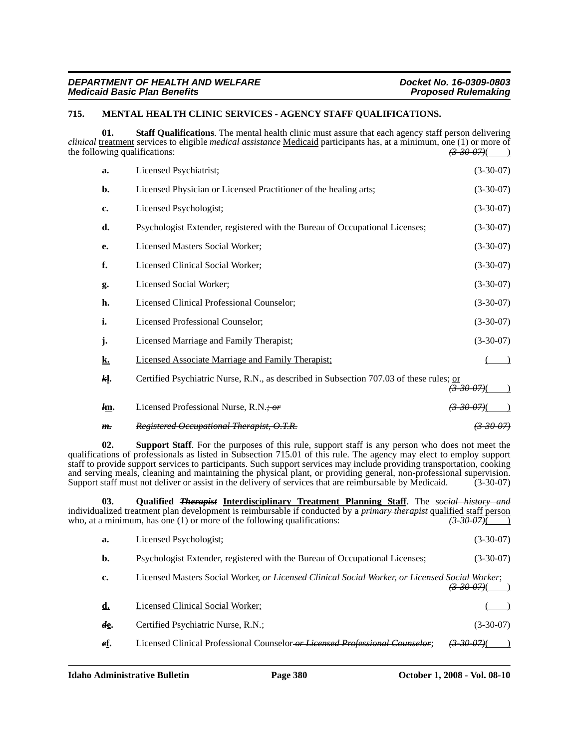**715. MENTAL HEALTH CLINIC SERVICES - AGENCY STAFF QUALIFICATIONS.**

**01. Staff Qualifications**. The mental health clinic must assure that each agency staff person delivering ~~*clinical*~~ treatment services to eligible ~~*medical assistance*~~ Medicaid participants has, at a minimum, one (1) or more of the following qualifications: ~~*(3-30-07)*~~( )

**a.** Licensed Psychiatrist; (3-30-07)

**b.** Licensed Physician or Licensed Practitioner of the healing arts; (3-30-07)

**c.** Licensed Psychologist; (3-30-07)

**d.** Psychologist Extender, registered with the Bureau of Occupational Licenses; (3-30-07)

**e.** Licensed Masters Social Worker; (3-30-07)

**f.** Licensed Clinical Social Worker; (3-30-07)

**g.** Licensed Social Worker; (3-30-07)

**h.** Licensed Clinical Professional Counselor; (3-30-07)

**i.** Licensed Professional Counselor; (3-30-07)

**j.** Licensed Marriage and Family Therapist; (3-30-07)

**k.** Licensed Associate Marriage and Family Therapist; ( )

~~***k***~~**l.** Certified Psychiatric Nurse, R.N., as described in Subsection 707.03 of these rules; or ~~*(3-30-07)*~~( )

~~***l***~~**m.** Licensed Professional Nurse, R.N.~~*; or*~~ ~~*(3-30-07)*~~( )

~~***m.*** *Registered Occupational Therapist, O.T.R.* *(3-30-07)*~~

**02. Support Staff**. For the purposes of this rule, support staff is any person who does not meet the qualifications of professionals as listed in Subsection 715.01 of this rule. The agency may elect to employ support staff to provide support services to participants. Such support services may include providing transportation, cooking and serving meals, cleaning and maintaining the physical plant, or providing general, non-professional supervision. Support staff must not deliver or assist in the delivery of services that are reimbursable by Medicaid. (3-30-07)

**03. Qualified ~~*Therapist*~~ Interdisciplinary Treatment Planning Staff**. The ~~*social history and*~~ individualized treatment plan development is reimbursable if conducted by a ~~*primary therapist*~~ qualified staff person who, at a minimum, has one (1) or more of the following qualifications: ~~*(3-30-07)*~~( )

**a.** Licensed Psychologist; (3-30-07)

**b.** Psychologist Extender, registered with the Bureau of Occupational Licenses; (3-30-07)

**c.** Licensed Masters Social Worker~~*, or Licensed Clinical Social Worker, or Licensed Social Worker*~~; ~~*(3-30-07)*~~( )

**d.** Licensed Clinical Social Worker; ( )

~~***d***~~**e.** Certified Psychiatric Nurse, R.N.; (3-30-07)

~~***e***~~**f.** Licensed Clinical Professional Counselor~~*or Licensed Professional Counselor*~~; ~~*(3-30-07)*~~( )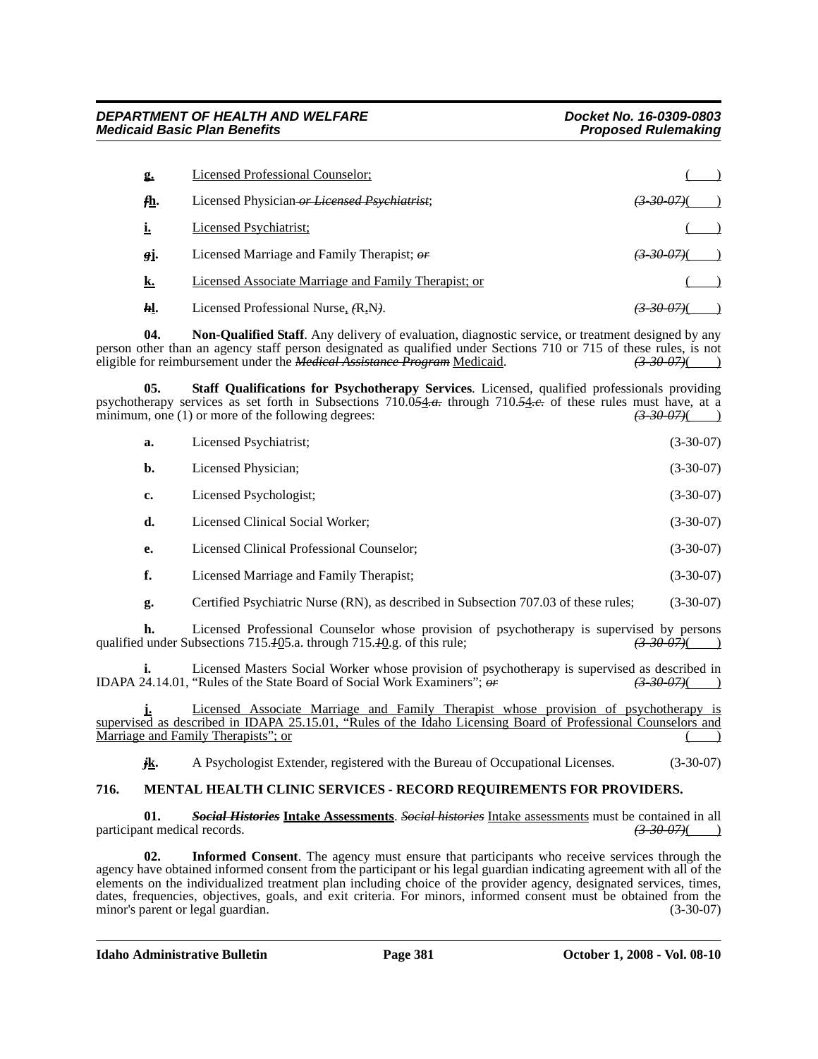| | | |
|---|---|---|
| g. | Licensed Professional Counselor; | ( ) |
| ~~f~~h. | Licensed Physician ~~or Licensed Psychiatrist~~; | ~~(3-30-07)~~( ) |
| i. | Licensed Psychiatrist; | ( ) |
| ~~g~~j. | Licensed Marriage and Family Therapist; ~~or~~ | ~~(3-30-07)~~( ) |
| k. | Licensed Associate Marriage and Family Therapist; or | ( ) |
| ~~h~~l. | Licensed Professional Nurse, ~~(~~R.N~~)~~. | ~~(3-30-07)~~( ) |

**04. Non-Qualified Staff**. Any delivery of evaluation, diagnostic service, or treatment designed by any person other than an agency staff person designated as qualified under Sections 710 or 715 of these rules, is not eligible for reimbursement under the ~~*Medical Assistance Program*~~ Medicaid. ~~(3-30-07)~~( )

**05. Staff Qualifications for Psychotherapy Services**. Licensed, qualified professionals providing psychotherapy services as set forth in Subsections 710.0~~5~~4.~~a.~~ through 710.~~5~~4.~~c.~~ of these rules must have, at a minimum, one (1) or more of the following degrees: ~~(3-30-07)~~( )

| | | |
|---|---|---|
| a. | Licensed Psychiatrist; | (3-30-07) |
| b. | Licensed Physician; | (3-30-07) |
| c. | Licensed Psychologist; | (3-30-07) |
| d. | Licensed Clinical Social Worker; | (3-30-07) |
| e. | Licensed Clinical Professional Counselor; | (3-30-07) |
| f. | Licensed Marriage and Family Therapist; | (3-30-07) |
| g. | Certified Psychiatric Nurse (RN), as described in Subsection 707.03 of these rules; | (3-30-07) |

**h.** Licensed Professional Counselor whose provision of psychotherapy is supervised by persons qualified under Subsections 715.~~1~~05.a. through 715.~~1~~0.g. of this rule; ~~(3-30-07)~~( )

**i.** Licensed Masters Social Worker whose provision of psychotherapy is supervised as described in IDAPA 24.14.01, "Rules of the State Board of Social Work Examiners"; ~~or~~ ~~(3-30-07)~~( )

**j.** Licensed Associate Marriage and Family Therapist whose provision of psychotherapy is supervised as described in IDAPA 25.15.01, "Rules of the Idaho Licensing Board of Professional Counselors and Marriage and Family Therapists"; or ( )

**~~j~~k.** A Psychologist Extender, registered with the Bureau of Occupational Licenses. (3-30-07)

## 716. MENTAL HEALTH CLINIC SERVICES - RECORD REQUIREMENTS FOR PROVIDERS.

**01. ~~*Social Histories*~~ Intake Assessments**. ~~*Social histories*~~ Intake assessments must be contained in all participant medical records. ~~(3-30-07)~~( )

**02. Informed Consent**. The agency must ensure that participants who receive services through the agency have obtained informed consent from the participant or his legal guardian indicating agreement with all of the elements on the individualized treatment plan including choice of the provider agency, designated services, times, dates, frequencies, objectives, goals, and exit criteria. For minors, informed consent must be obtained from the minor's parent or legal guardian. (3-30-07)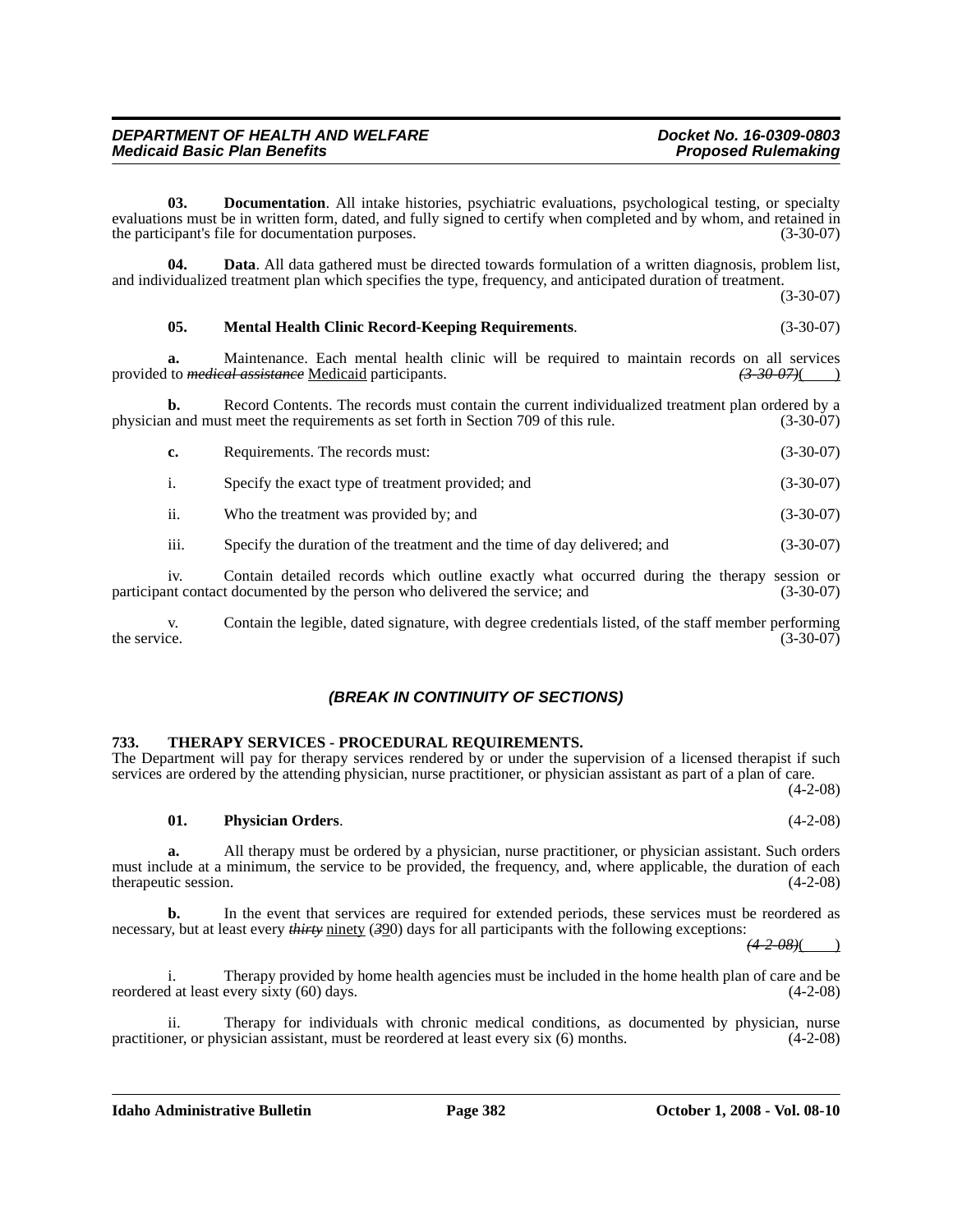**03. Documentation**. All intake histories, psychiatric evaluations, psychological testing, or specialty evaluations must be in written form, dated, and fully signed to certify when completed and by whom, and retained in the participant's file for documentation purposes. (3-30-07)

**04. Data**. All data gathered must be directed towards formulation of a written diagnosis, problem list, and individualized treatment plan which specifies the type, frequency, and anticipated duration of treatment. (3-30-07)

**05. Mental Health Clinic Record-Keeping Requirements**. (3-30-07)

**a.** Maintenance. Each mental health clinic will be required to maintain records on all services provided to ~~*medical assistance*~~ Medicaid participants. ~~*(3-30-07)*~~(        )

**b.** Record Contents. The records must contain the current individualized treatment plan ordered by a physician and must meet the requirements as set forth in Section 709 of this rule. (3-30-07)

**c.** Requirements. The records must: (3-30-07)

i. Specify the exact type of treatment provided; and (3-30-07)

ii. Who the treatment was provided by; and (3-30-07)

iii. Specify the duration of the treatment and the time of day delivered; and (3-30-07)

iv. Contain detailed records which outline exactly what occurred during the therapy session or participant contact documented by the person who delivered the service; and (3-30-07)

v. Contain the legible, dated signature, with degree credentials listed, of the staff member performing the service. (3-30-07)

***(BREAK IN CONTINUITY OF SECTIONS)***

**733. THERAPY SERVICES - PROCEDURAL REQUIREMENTS.**

The Department will pay for therapy services rendered by or under the supervision of a licensed therapist if such services are ordered by the attending physician, nurse practitioner, or physician assistant as part of a plan of care. (4-2-08)

**01. Physician Orders**. (4-2-08)

**a.** All therapy must be ordered by a physician, nurse practitioner, or physician assistant. Such orders must include at a minimum, the service to be provided, the frequency, and, where applicable, the duration of each therapeutic session. (4-2-08)

**b.** In the event that services are required for extended periods, these services must be reordered as necessary, but at least every ~~*thirty*~~ ninety (~~*3*~~90) days for all participants with the following exceptions: ~~*(4-2-08)*~~(        )

i. Therapy provided by home health agencies must be included in the home health plan of care and be reordered at least every sixty (60) days. (4-2-08)

ii. Therapy for individuals with chronic medical conditions, as documented by physician, nurse practitioner, or physician assistant, must be reordered at least every six (6) months. (4-2-08)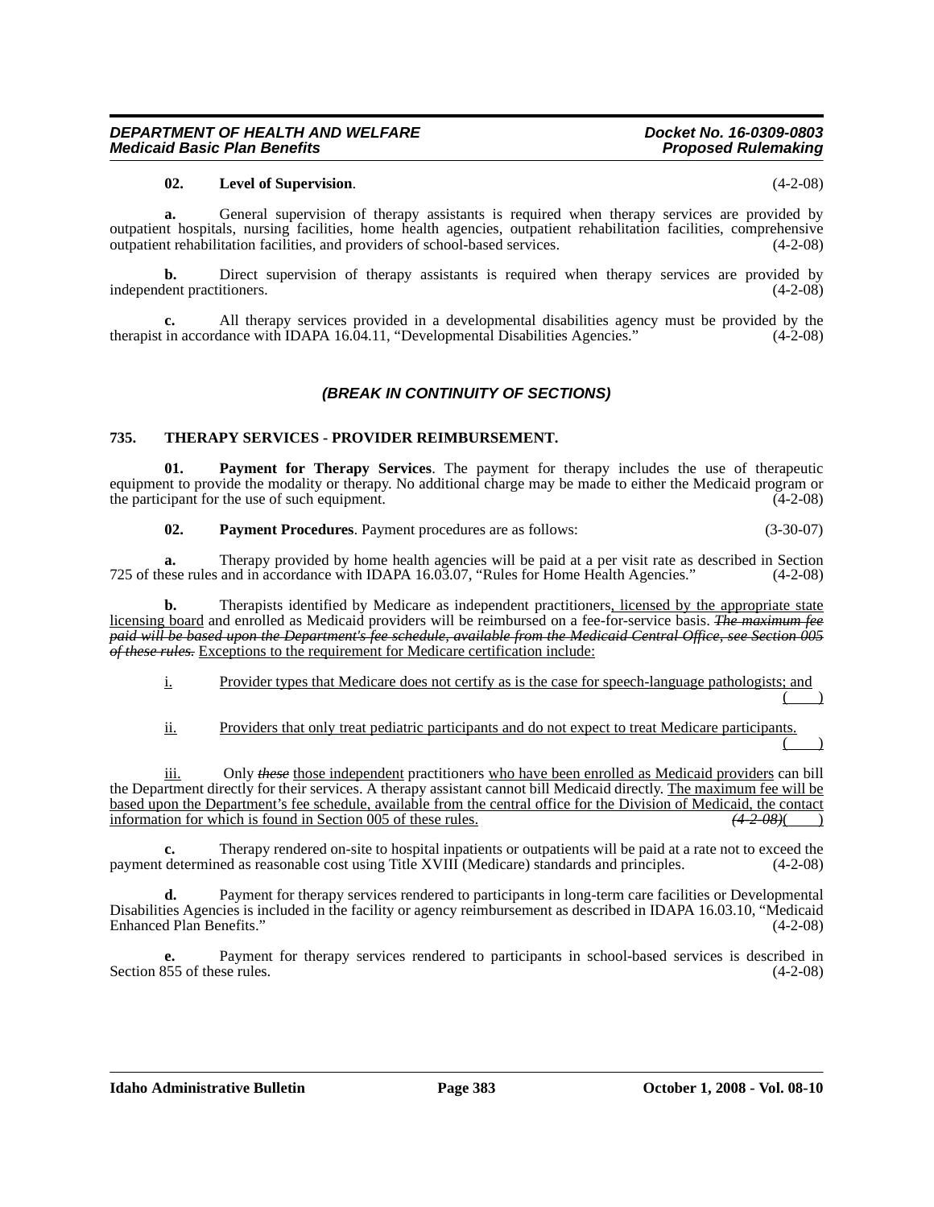**02. Level of Supervision**. (4-2-08)

**a.** General supervision of therapy assistants is required when therapy services are provided by outpatient hospitals, nursing facilities, home health agencies, outpatient rehabilitation facilities, comprehensive outpatient rehabilitation facilities, and providers of school-based services. (4-2-08)

**b.** Direct supervision of therapy assistants is required when therapy services are provided by independent practitioners. (4-2-08)

**c.** All therapy services provided in a developmental disabilities agency must be provided by the therapist in accordance with IDAPA 16.04.11, "Developmental Disabilities Agencies." (4-2-08)

***(BREAK IN CONTINUITY OF SECTIONS)***

**735. THERAPY SERVICES - PROVIDER REIMBURSEMENT.**

**01. Payment for Therapy Services**. The payment for therapy includes the use of therapeutic equipment to provide the modality or therapy. No additional charge may be made to either the Medicaid program or the participant for the use of such equipment. (4-2-08)

**02. Payment Procedures**. Payment procedures are as follows: (3-30-07)

**a.** Therapy provided by home health agencies will be paid at a per visit rate as described in Section 725 of these rules and in accordance with IDAPA 16.03.07, "Rules for Home Health Agencies." (4-2-08)

**b.** Therapists identified by Medicare as independent practitioners, licensed by the appropriate state licensing board and enrolled as Medicaid providers will be reimbursed on a fee-for-service basis. ~~*The maximum fee paid will be based upon the Department's fee schedule, available from the Medicaid Central Office, see Section 005 of these rules.*~~ Exceptions to the requirement for Medicare certification include:

i. Provider types that Medicare does not certify as is the case for speech-language pathologists; and ( )

ii. Providers that only treat pediatric participants and do not expect to treat Medicare participants. ( )

iii. Only ~~*these*~~ those independent practitioners who have been enrolled as Medicaid providers can bill the Department directly for their services. A therapy assistant cannot bill Medicaid directly. The maximum fee will be based upon the Department's fee schedule, available from the central office for the Division of Medicaid, the contact information for which is found in Section 005 of these rules. ~~*(4-2-08)*~~( )

**c.** Therapy rendered on-site to hospital inpatients or outpatients will be paid at a rate not to exceed the payment determined as reasonable cost using Title XVIII (Medicare) standards and principles. (4-2-08)

**d.** Payment for therapy services rendered to participants in long-term care facilities or Developmental Disabilities Agencies is included in the facility or agency reimbursement as described in IDAPA 16.03.10, "Medicaid Enhanced Plan Benefits." (4-2-08)

**e.** Payment for therapy services rendered to participants in school-based services is described in Section 855 of these rules. (4-2-08)